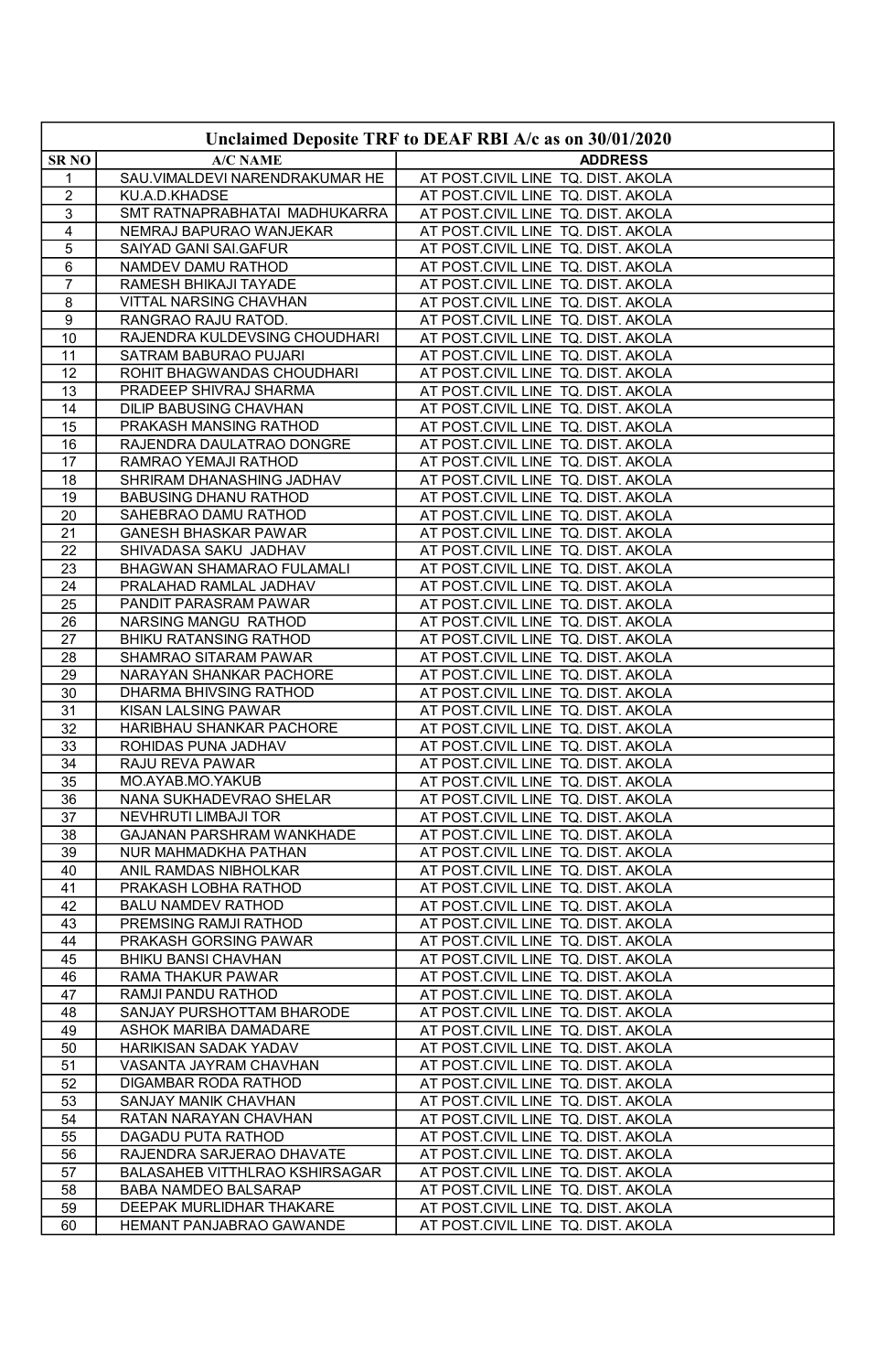| Unclaimed Deposite TRF to DEAF RBI A/c as on 30/01/2020 | | |
|---|---|---|
| SR NO | A/C NAME | ADDRESS |
| 1 | SAU.VIMALDEVI NARENDRAKUMAR HE | AT POST.CIVIL LINE TQ. DIST. AKOLA |
| 2 | KU.A.D.KHADSE | AT POST.CIVIL LINE TQ. DIST. AKOLA |
| 3 | SMT RATNAPRABHATAI MADHUKARRA | AT POST.CIVIL LINE TQ. DIST. AKOLA |
| 4 | NEMRAJ BAPURAO WANJEKAR | AT POST.CIVIL LINE TQ. DIST. AKOLA |
| 5 | SAIYAD GANI SAI.GAFUR | AT POST.CIVIL LINE TQ. DIST. AKOLA |
| 6 | NAMDEV DAMU RATHOD | AT POST.CIVIL LINE TQ. DIST. AKOLA |
| 7 | RAMESH BHIKAJI TAYADE | AT POST.CIVIL LINE TQ. DIST. AKOLA |
| 8 | VITTAL NARSING CHAVHAN | AT POST.CIVIL LINE TQ. DIST. AKOLA |
| 9 | RANGRAO RAJU RATOD. | AT POST.CIVIL LINE TQ. DIST. AKOLA |
| 10 | RAJENDRA KULDEVSING CHOUDHARI | AT POST.CIVIL LINE TQ. DIST. AKOLA |
| 11 | SATRAM BABURAO PUJARI | AT POST.CIVIL LINE TQ. DIST. AKOLA |
| 12 | ROHIT BHAGWANDAS CHOUDHARI | AT POST.CIVIL LINE TQ. DIST. AKOLA |
| 13 | PRADEEP SHIVRAJ SHARMA | AT POST.CIVIL LINE TQ. DIST. AKOLA |
| 14 | DILIP BABUSING CHAVHAN | AT POST.CIVIL LINE TQ. DIST. AKOLA |
| 15 | PRAKASH MANSING RATHOD | AT POST.CIVIL LINE TQ. DIST. AKOLA |
| 16 | RAJENDRA DAULATRAO DONGRE | AT POST.CIVIL LINE TQ. DIST. AKOLA |
| 17 | RAMRAO YEMAJI RATHOD | AT POST.CIVIL LINE TQ. DIST. AKOLA |
| 18 | SHRIRAM DHANASHING JADHAV | AT POST.CIVIL LINE TQ. DIST. AKOLA |
| 19 | BABUSING DHANU RATHOD | AT POST.CIVIL LINE TQ. DIST. AKOLA |
| 20 | SAHEBRAO DAMU RATHOD | AT POST.CIVIL LINE TQ. DIST. AKOLA |
| 21 | GANESH BHASKAR PAWAR | AT POST.CIVIL LINE TQ. DIST. AKOLA |
| 22 | SHIVADASA SAKU JADHAV | AT POST.CIVIL LINE TQ. DIST. AKOLA |
| 23 | BHAGWAN SHAMARAO FULAMALI | AT POST.CIVIL LINE TQ. DIST. AKOLA |
| 24 | PRALAHAD RAMLAL JADHAV | AT POST.CIVIL LINE TQ. DIST. AKOLA |
| 25 | PANDIT PARASRAM PAWAR | AT POST.CIVIL LINE TQ. DIST. AKOLA |
| 26 | NARSING MANGU RATHOD | AT POST.CIVIL LINE TQ. DIST. AKOLA |
| 27 | BHIKU RATANSING RATHOD | AT POST.CIVIL LINE TQ. DIST. AKOLA |
| 28 | SHAMRAO SITARAM PAWAR | AT POST.CIVIL LINE TQ. DIST. AKOLA |
| 29 | NARAYAN SHANKAR PACHORE | AT POST.CIVIL LINE TQ. DIST. AKOLA |
| 30 | DHARMA BHIVSING RATHOD | AT POST.CIVIL LINE TQ. DIST. AKOLA |
| 31 | KISAN LALSING PAWAR | AT POST.CIVIL LINE TQ. DIST. AKOLA |
| 32 | HARIBHAU SHANKAR PACHORE | AT POST.CIVIL LINE TQ. DIST. AKOLA |
| 33 | ROHIDAS PUNA JADHAV | AT POST.CIVIL LINE TQ. DIST. AKOLA |
| 34 | RAJU REVA PAWAR | AT POST.CIVIL LINE TQ. DIST. AKOLA |
| 35 | MO.AYAB.MO.YAKUB | AT POST.CIVIL LINE TQ. DIST. AKOLA |
| 36 | NANA SUKHADEVRAO SHELAR | AT POST.CIVIL LINE TQ. DIST. AKOLA |
| 37 | NEVHRUTI LIMBAJI TOR | AT POST.CIVIL LINE TQ. DIST. AKOLA |
| 38 | GAJANAN PARSHRAM WANKHADE | AT POST.CIVIL LINE TQ. DIST. AKOLA |
| 39 | NUR MAHMADKHA PATHAN | AT POST.CIVIL LINE TQ. DIST. AKOLA |
| 40 | ANIL RAMDAS NIBHOLKAR | AT POST.CIVIL LINE TQ. DIST. AKOLA |
| 41 | PRAKASH LOBHA RATHOD | AT POST.CIVIL LINE TQ. DIST. AKOLA |
| 42 | BALU NAMDEV RATHOD | AT POST.CIVIL LINE TQ. DIST. AKOLA |
| 43 | PREMSING RAMJI RATHOD | AT POST.CIVIL LINE TQ. DIST. AKOLA |
| 44 | PRAKASH GORSING PAWAR | AT POST.CIVIL LINE TQ. DIST. AKOLA |
| 45 | BHIKU BANSI CHAVHAN | AT POST.CIVIL LINE TQ. DIST. AKOLA |
| 46 | RAMA THAKUR PAWAR | AT POST.CIVIL LINE TQ. DIST. AKOLA |
| 47 | RAMJI PANDU RATHOD | AT POST.CIVIL LINE TQ. DIST. AKOLA |
| 48 | SANJAY PURSHOTTAM BHARODE | AT POST.CIVIL LINE TQ. DIST. AKOLA |
| 49 | ASHOK MARIBA DAMADARE | AT POST.CIVIL LINE TQ. DIST. AKOLA |
| 50 | HARIKISAN SADAK YADAV | AT POST.CIVIL LINE TQ. DIST. AKOLA |
| 51 | VASANTA JAYRAM CHAVHAN | AT POST.CIVIL LINE TQ. DIST. AKOLA |
| 52 | DIGAMBAR RODA RATHOD | AT POST.CIVIL LINE TQ. DIST. AKOLA |
| 53 | SANJAY MANIK CHAVHAN | AT POST.CIVIL LINE TQ. DIST. AKOLA |
| 54 | RATAN NARAYAN CHAVHAN | AT POST.CIVIL LINE TQ. DIST. AKOLA |
| 55 | DAGADU PUTA RATHOD | AT POST.CIVIL LINE TQ. DIST. AKOLA |
| 56 | RAJENDRA SARJERAO DHAVATE | AT POST.CIVIL LINE TQ. DIST. AKOLA |
| 57 | BALASAHEB VITTHLRAO KSHIRSAGAR | AT POST.CIVIL LINE TQ. DIST. AKOLA |
| 58 | BABA NAMDEO BALSARAP | AT POST.CIVIL LINE TQ. DIST. AKOLA |
| 59 | DEEPAK MURLIDHAR THAKARE | AT POST.CIVIL LINE TQ. DIST. AKOLA |
| 60 | HEMANT PANJABRAO GAWANDE | AT POST.CIVIL LINE TQ. DIST. AKOLA |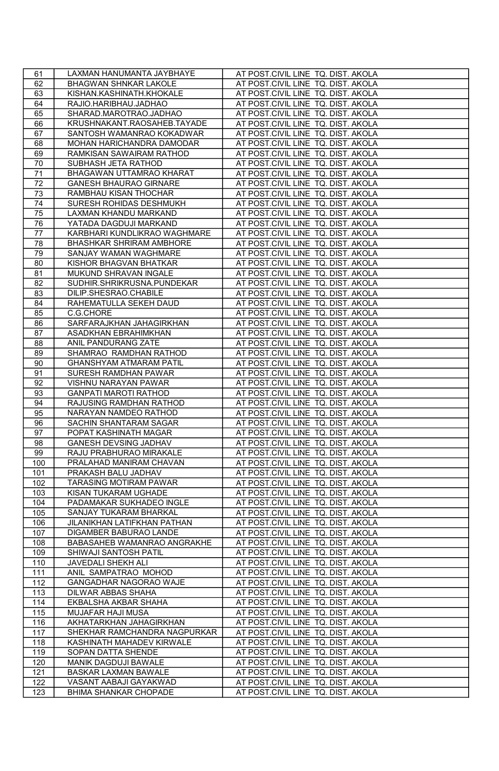| 61 | LAXMAN HANUMANTA JAYBHAYE | AT POST.CIVIL LINE TQ. DIST. AKOLA |
|---|---|---|
| 62 | BHAGWAN SHNKAR LAKOLE | AT POST.CIVIL LINE TQ. DIST. AKOLA |
| 63 | KISHAN.KASHINATH.KHOKALE | AT POST.CIVIL LINE TQ. DIST. AKOLA |
| 64 | RAJIO.HARIBHAU.JADHAO | AT POST.CIVIL LINE TQ. DIST. AKOLA |
| 65 | SHARAD.MAROTRAO.JADHAO | AT POST.CIVIL LINE TQ. DIST. AKOLA |
| 66 | KRUSHNAKANT.RAOSAHEB.TAYADE | AT POST.CIVIL LINE TQ. DIST. AKOLA |
| 67 | SANTOSH WAMANRAO KOKADWAR | AT POST.CIVIL LINE TQ. DIST. AKOLA |
| 68 | MOHAN HARICHANDRA DAMODAR | AT POST.CIVIL LINE TQ. DIST. AKOLA |
| 69 | RAMKISAN SAWAIRAM RATHOD | AT POST.CIVIL LINE TQ. DIST. AKOLA |
| 70 | SUBHASH JETA RATHOD | AT POST.CIVIL LINE TQ. DIST. AKOLA |
| 71 | BHAGAWAN UTTAMRAO KHARAT | AT POST.CIVIL LINE TQ. DIST. AKOLA |
| 72 | GANESH BHAURAO GIRNARE | AT POST.CIVIL LINE TQ. DIST. AKOLA |
| 73 | RAMBHAU KISAN THOCHAR | AT POST.CIVIL LINE TQ. DIST. AKOLA |
| 74 | SURESH ROHIDAS DESHMUKH | AT POST.CIVIL LINE TQ. DIST. AKOLA |
| 75 | LAXMAN KHANDU MARKAND | AT POST.CIVIL LINE TQ. DIST. AKOLA |
| 76 | YATADA DAGDUJI MARKAND | AT POST.CIVIL LINE TQ. DIST. AKOLA |
| 77 | KARBHARI KUNDLIKRAO WAGHMARE | AT POST.CIVIL LINE TQ. DIST. AKOLA |
| 78 | BHASHKAR SHRIRAM AMBHORE | AT POST.CIVIL LINE TQ. DIST. AKOLA |
| 79 | SANJAY WAMAN WAGHMARE | AT POST.CIVIL LINE TQ. DIST. AKOLA |
| 80 | KISHOR BHAGVAN BHATKAR | AT POST.CIVIL LINE TQ. DIST. AKOLA |
| 81 | MUKUND SHRAVAN INGALE | AT POST.CIVIL LINE TQ. DIST. AKOLA |
| 82 | SUDHIR.SHRIKRUSNA.PUNDEKAR | AT POST.CIVIL LINE TQ. DIST. AKOLA |
| 83 | DILIP.SHESRAO.CHABILE | AT POST.CIVIL LINE TQ. DIST. AKOLA |
| 84 | RAHEMATULLA SEKEH DAUD | AT POST.CIVIL LINE TQ. DIST. AKOLA |
| 85 | C.G.CHORE | AT POST.CIVIL LINE TQ. DIST. AKOLA |
| 86 | SARFARAJKHAN JAHAGIRKHAN | AT POST.CIVIL LINE TQ. DIST. AKOLA |
| 87 | ASADKHAN EBRAHIMKHAN | AT POST.CIVIL LINE TQ. DIST. AKOLA |
| 88 | ANIL PANDURANG ZATE | AT POST.CIVIL LINE TQ. DIST. AKOLA |
| 89 | SHAMRAO RAMDHAN RATHOD | AT POST.CIVIL LINE TQ. DIST. AKOLA |
| 90 | GHANSHYAM ATMARAM PATIL | AT POST.CIVIL LINE TQ. DIST. AKOLA |
| 91 | SURESH RAMDHAN PAWAR | AT POST.CIVIL LINE TQ. DIST. AKOLA |
| 92 | VISHNU NARAYAN PAWAR | AT POST.CIVIL LINE TQ. DIST. AKOLA |
| 93 | GANPATI MAROTI RATHOD | AT POST.CIVIL LINE TQ. DIST. AKOLA |
| 94 | RAJUSING RAMDHAN RATHOD | AT POST.CIVIL LINE TQ. DIST. AKOLA |
| 95 | NARAYAN NAMDEO RATHOD | AT POST.CIVIL LINE TQ. DIST. AKOLA |
| 96 | SACHIN SHANTARAM SAGAR | AT POST.CIVIL LINE TQ. DIST. AKOLA |
| 97 | POPAT KASHINATH MAGAR | AT POST.CIVIL LINE TQ. DIST. AKOLA |
| 98 | GANESH DEVSING JADHAV | AT POST.CIVIL LINE TQ. DIST. AKOLA |
| 99 | RAJU PRABHURAO MIRAKALE | AT POST.CIVIL LINE TQ. DIST. AKOLA |
| 100 | PRALAHAD MANIRAM CHAVAN | AT POST.CIVIL LINE TQ. DIST. AKOLA |
| 101 | PRAKASH BALU JADHAV | AT POST.CIVIL LINE TQ. DIST. AKOLA |
| 102 | TARASING MOTIRAM PAWAR | AT POST.CIVIL LINE TQ. DIST. AKOLA |
| 103 | KISAN TUKARAM UGHADE | AT POST.CIVIL LINE TQ. DIST. AKOLA |
| 104 | PADAMAKAR SUKHADEO INGLE | AT POST.CIVIL LINE TQ. DIST. AKOLA |
| 105 | SANJAY TUKARAM BHARKAL | AT POST.CIVIL LINE TQ. DIST. AKOLA |
| 106 | JILANIKHAN LATIFKHAN PATHAN | AT POST.CIVIL LINE TQ. DIST. AKOLA |
| 107 | DIGAMBER BABURAO LANDE | AT POST.CIVIL LINE TQ. DIST. AKOLA |
| 108 | BABASAHEB WAMANRAO ANGRAKHE | AT POST.CIVIL LINE TQ. DIST. AKOLA |
| 109 | SHIWAJI SANTOSH PATIL | AT POST.CIVIL LINE TQ. DIST. AKOLA |
| 110 | JAVEDALI SHEKH ALI | AT POST.CIVIL LINE TQ. DIST. AKOLA |
| 111 | ANIL SAMPATRAO MOHOD | AT POST.CIVIL LINE TQ. DIST. AKOLA |
| 112 | GANGADHAR NAGORAO WAJE | AT POST.CIVIL LINE TQ. DIST. AKOLA |
| 113 | DILWAR ABBAS SHAHA | AT POST.CIVIL LINE TQ. DIST. AKOLA |
| 114 | EKBALSHA AKBAR SHAHA | AT POST.CIVIL LINE TQ. DIST. AKOLA |
| 115 | MUJAFAR HAJI MUSA | AT POST.CIVIL LINE TQ. DIST. AKOLA |
| 116 | AKHATARKHAN JAHAGIRKHAN | AT POST.CIVIL LINE TQ. DIST. AKOLA |
| 117 | SHEKHAR RAMCHANDRA NAGPURKAR | AT POST.CIVIL LINE TQ. DIST. AKOLA |
| 118 | KASHINATH MAHADEV KIRWALE | AT POST.CIVIL LINE TQ. DIST. AKOLA |
| 119 | SOPAN DATTA SHENDE | AT POST.CIVIL LINE TQ. DIST. AKOLA |
| 120 | MANIK DAGDUJI BAWALE | AT POST.CIVIL LINE TQ. DIST. AKOLA |
| 121 | BASKAR LAXMAN BAWALE | AT POST.CIVIL LINE TQ. DIST. AKOLA |
| 122 | VASANT AABAJI GAYAKWAD | AT POST.CIVIL LINE TQ. DIST. AKOLA |
| 123 | BHIMA SHANKAR CHOPADE | AT POST.CIVIL LINE TQ. DIST. AKOLA |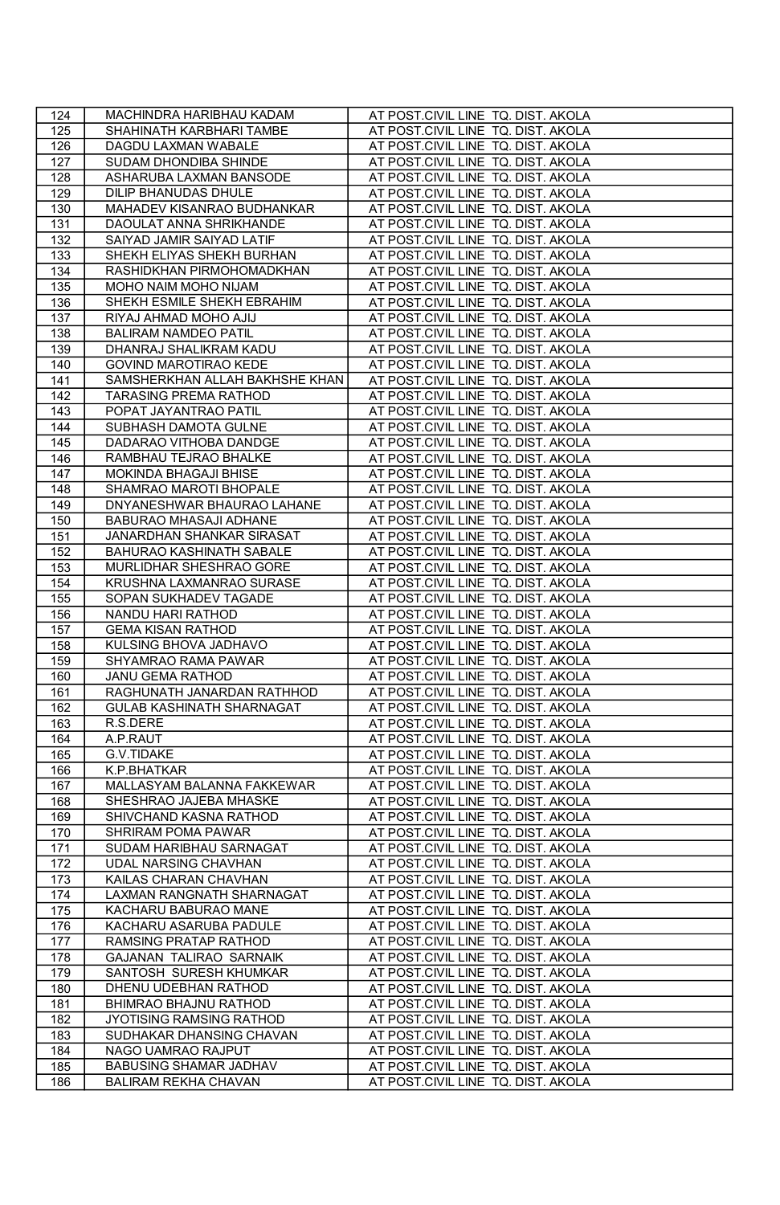| 124 | MACHINDRA HARIBHAU KADAM | AT POST.CIVIL LINE TQ. DIST. AKOLA |
|---|---|---|
| 125 | SHAHINATH KARBHARI TAMBE | AT POST.CIVIL LINE TQ. DIST. AKOLA |
| 126 | DAGDU LAXMAN WABALE | AT POST.CIVIL LINE TQ. DIST. AKOLA |
| 127 | SUDAM DHONDIBA SHINDE | AT POST.CIVIL LINE TQ. DIST. AKOLA |
| 128 | ASHARUBA LAXMAN BANSODE | AT POST.CIVIL LINE TQ. DIST. AKOLA |
| 129 | DILIP BHANUDAS DHULE | AT POST.CIVIL LINE TQ. DIST. AKOLA |
| 130 | MAHADEV KISANRAO BUDHANKAR | AT POST.CIVIL LINE TQ. DIST. AKOLA |
| 131 | DAOULAT ANNA SHRIKHANDE | AT POST.CIVIL LINE TQ. DIST. AKOLA |
| 132 | SAIYAD JAMIR SAIYAD LATIF | AT POST.CIVIL LINE TQ. DIST. AKOLA |
| 133 | SHEKH ELIYAS SHEKH BURHAN | AT POST.CIVIL LINE TQ. DIST. AKOLA |
| 134 | RASHIDKHAN PIRMOHOMADKHAN | AT POST.CIVIL LINE TQ. DIST. AKOLA |
| 135 | MOHO NAIM MOHO NIJAM | AT POST.CIVIL LINE TQ. DIST. AKOLA |
| 136 | SHEKH ESMILE SHEKH EBRAHIM | AT POST.CIVIL LINE TQ. DIST. AKOLA |
| 137 | RIYAJ AHMAD MOHO AJIJ | AT POST.CIVIL LINE TQ. DIST. AKOLA |
| 138 | BALIRAM NAMDEO PATIL | AT POST.CIVIL LINE TQ. DIST. AKOLA |
| 139 | DHANRAJ SHALIKRAM KADU | AT POST.CIVIL LINE TQ. DIST. AKOLA |
| 140 | GOVIND MAROTIRAO KEDE | AT POST.CIVIL LINE TQ. DIST. AKOLA |
| 141 | SAMSHERKHAN ALLAH BAKHSHE KHAN | AT POST.CIVIL LINE TQ. DIST. AKOLA |
| 142 | TARASING PREMA RATHOD | AT POST.CIVIL LINE TQ. DIST. AKOLA |
| 143 | POPAT JAYANTRAO PATIL | AT POST.CIVIL LINE TQ. DIST. AKOLA |
| 144 | SUBHASH DAMOTA GULNE | AT POST.CIVIL LINE TQ. DIST. AKOLA |
| 145 | DADARAO VITHOBA DANDGE | AT POST.CIVIL LINE TQ. DIST. AKOLA |
| 146 | RAMBHAU TEJRAO BHALKE | AT POST.CIVIL LINE TQ. DIST. AKOLA |
| 147 | MOKINDA BHAGAJI BHISE | AT POST.CIVIL LINE TQ. DIST. AKOLA |
| 148 | SHAMRAO MAROTI BHOPALE | AT POST.CIVIL LINE TQ. DIST. AKOLA |
| 149 | DNYANESHWAR BHAURAO LAHANE | AT POST.CIVIL LINE TQ. DIST. AKOLA |
| 150 | BABURAO MHASAJI ADHANE | AT POST.CIVIL LINE TQ. DIST. AKOLA |
| 151 | JANARDHAN SHANKAR SIRASAT | AT POST.CIVIL LINE TQ. DIST. AKOLA |
| 152 | BAHURAO KASHINATH SABALE | AT POST.CIVIL LINE TQ. DIST. AKOLA |
| 153 | MURLIDHAR SHESHRAO GORE | AT POST.CIVIL LINE TQ. DIST. AKOLA |
| 154 | KRUSHNA LAXMANRAO SURASE | AT POST.CIVIL LINE TQ. DIST. AKOLA |
| 155 | SOPAN SUKHADEV TAGADE | AT POST.CIVIL LINE TQ. DIST. AKOLA |
| 156 | NANDU HARI RATHOD | AT POST.CIVIL LINE TQ. DIST. AKOLA |
| 157 | GEMA KISAN RATHOD | AT POST.CIVIL LINE TQ. DIST. AKOLA |
| 158 | KULSING BHOVA JADHAVO | AT POST.CIVIL LINE TQ. DIST. AKOLA |
| 159 | SHYAMRAO RAMA PAWAR | AT POST.CIVIL LINE TQ. DIST. AKOLA |
| 160 | JANU GEMA RATHOD | AT POST.CIVIL LINE TQ. DIST. AKOLA |
| 161 | RAGHUNATH JANARDAN RATHHOD | AT POST.CIVIL LINE TQ. DIST. AKOLA |
| 162 | GULAB KASHINATH SHARNAGAT | AT POST.CIVIL LINE TQ. DIST. AKOLA |
| 163 | R.S.DERE | AT POST.CIVIL LINE TQ. DIST. AKOLA |
| 164 | A.P.RAUT | AT POST.CIVIL LINE TQ. DIST. AKOLA |
| 165 | G.V.TIDAKE | AT POST.CIVIL LINE TQ. DIST. AKOLA |
| 166 | K.P.BHATKAR | AT POST.CIVIL LINE TQ. DIST. AKOLA |
| 167 | MALLASYAM BALANNA FAKKEWAR | AT POST.CIVIL LINE TQ. DIST. AKOLA |
| 168 | SHESHRAO JAJEBA MHASKE | AT POST.CIVIL LINE TQ. DIST. AKOLA |
| 169 | SHIVCHAND KASNA RATHOD | AT POST.CIVIL LINE TQ. DIST. AKOLA |
| 170 | SHRIRAM POMA PAWAR | AT POST.CIVIL LINE TQ. DIST. AKOLA |
| 171 | SUDAM HARIBHAU SARNAGAT | AT POST.CIVIL LINE TQ. DIST. AKOLA |
| 172 | UDAL NARSING CHAVHAN | AT POST.CIVIL LINE TQ. DIST. AKOLA |
| 173 | KAILAS CHARAN CHAVHAN | AT POST.CIVIL LINE TQ. DIST. AKOLA |
| 174 | LAXMAN RANGNATH SHARNAGAT | AT POST.CIVIL LINE TQ. DIST. AKOLA |
| 175 | KACHARU BABURAO MANE | AT POST.CIVIL LINE TQ. DIST. AKOLA |
| 176 | KACHARU ASARUBA PADULE | AT POST.CIVIL LINE TQ. DIST. AKOLA |
| 177 | RAMSING PRATAP RATHOD | AT POST.CIVIL LINE TQ. DIST. AKOLA |
| 178 | GAJANAN TALIRAO SARNAIK | AT POST.CIVIL LINE TQ. DIST. AKOLA |
| 179 | SANTOSH SURESH KHUMKAR | AT POST.CIVIL LINE TQ. DIST. AKOLA |
| 180 | DHENU UDEBHAN RATHOD | AT POST.CIVIL LINE TQ. DIST. AKOLA |
| 181 | BHIMRAO BHAJNU RATHOD | AT POST.CIVIL LINE TQ. DIST. AKOLA |
| 182 | JYOTISING RAMSING RATHOD | AT POST.CIVIL LINE TQ. DIST. AKOLA |
| 183 | SUDHAKAR DHANSING CHAVAN | AT POST.CIVIL LINE TQ. DIST. AKOLA |
| 184 | NAGO UAMRAO RAJPUT | AT POST.CIVIL LINE TQ. DIST. AKOLA |
| 185 | BABUSING SHAMAR JADHAV | AT POST.CIVIL LINE TQ. DIST. AKOLA |
| 186 | BALIRAM REKHA CHAVAN | AT POST.CIVIL LINE TQ. DIST. AKOLA |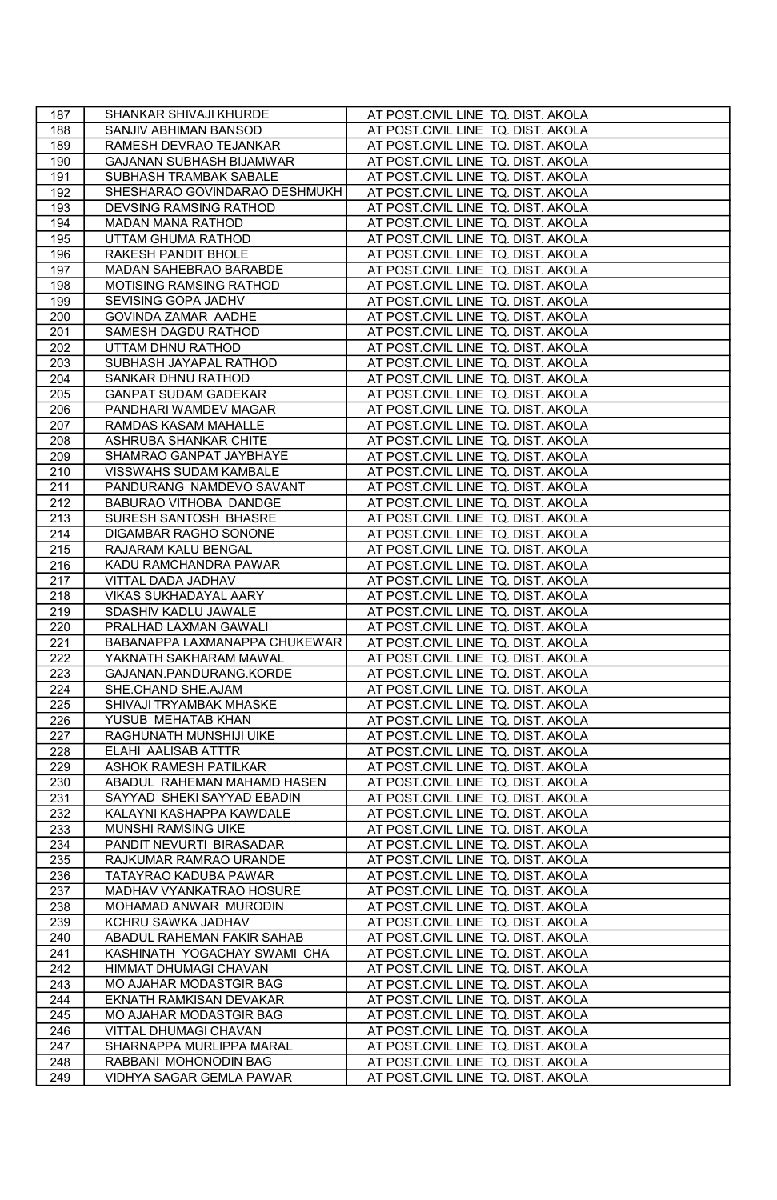| 187 | SHANKAR SHIVAJI KHURDE | AT POST.CIVIL LINE TQ. DIST. AKOLA |
|---|---|---|
| 188 | SANJIV ABHIMAN BANSOD | AT POST.CIVIL LINE TQ. DIST. AKOLA |
| 189 | RAMESH DEVRAO TEJANKAR | AT POST.CIVIL LINE TQ. DIST. AKOLA |
| 190 | GAJANAN SUBHASH BIJAMWAR | AT POST.CIVIL LINE TQ. DIST. AKOLA |
| 191 | SUBHASH TRAMBAK SABALE | AT POST.CIVIL LINE TQ. DIST. AKOLA |
| 192 | SHESHARAO GOVINDARAO DESHMUKH | AT POST.CIVIL LINE TQ. DIST. AKOLA |
| 193 | DEVSING RAMSING RATHOD | AT POST.CIVIL LINE TQ. DIST. AKOLA |
| 194 | MADAN MANA RATHOD | AT POST.CIVIL LINE TQ. DIST. AKOLA |
| 195 | UTTAM GHUMA RATHOD | AT POST.CIVIL LINE TQ. DIST. AKOLA |
| 196 | RAKESH PANDIT BHOLE | AT POST.CIVIL LINE TQ. DIST. AKOLA |
| 197 | MADAN SAHEBRAO BARABDE | AT POST.CIVIL LINE TQ. DIST. AKOLA |
| 198 | MOTISING RAMSING RATHOD | AT POST.CIVIL LINE TQ. DIST. AKOLA |
| 199 | SEVISING GOPA JADHV | AT POST.CIVIL LINE TQ. DIST. AKOLA |
| 200 | GOVINDA ZAMAR AADHE | AT POST.CIVIL LINE TQ. DIST. AKOLA |
| 201 | SAMESH DAGDU RATHOD | AT POST.CIVIL LINE TQ. DIST. AKOLA |
| 202 | UTTAM DHNU RATHOD | AT POST.CIVIL LINE TQ. DIST. AKOLA |
| 203 | SUBHASH JAYAPAL RATHOD | AT POST.CIVIL LINE TQ. DIST. AKOLA |
| 204 | SANKAR DHNU RATHOD | AT POST.CIVIL LINE TQ. DIST. AKOLA |
| 205 | GANPAT SUDAM GADEKAR | AT POST.CIVIL LINE TQ. DIST. AKOLA |
| 206 | PANDHARI WAMDEV MAGAR | AT POST.CIVIL LINE TQ. DIST. AKOLA |
| 207 | RAMDAS KASAM MAHALLE | AT POST.CIVIL LINE TQ. DIST. AKOLA |
| 208 | ASHRUBA SHANKAR CHITE | AT POST.CIVIL LINE TQ. DIST. AKOLA |
| 209 | SHAMRAO GANPAT JAYBHAYE | AT POST.CIVIL LINE TQ. DIST. AKOLA |
| 210 | VISSWAHS SUDAM KAMBALE | AT POST.CIVIL LINE TQ. DIST. AKOLA |
| 211 | PANDURANG NAMDEVO SAVANT | AT POST.CIVIL LINE TQ. DIST. AKOLA |
| 212 | BABURAO VITHOBA DANDGE | AT POST.CIVIL LINE TQ. DIST. AKOLA |
| 213 | SURESH SANTOSH BHASRE | AT POST.CIVIL LINE TQ. DIST. AKOLA |
| 214 | DIGAMBAR RAGHO SONONE | AT POST.CIVIL LINE TQ. DIST. AKOLA |
| 215 | RAJARAM KALU BENGAL | AT POST.CIVIL LINE TQ. DIST. AKOLA |
| 216 | KADU RAMCHANDRA PAWAR | AT POST.CIVIL LINE TQ. DIST. AKOLA |
| 217 | VITTAL DADA JADHAV | AT POST.CIVIL LINE TQ. DIST. AKOLA |
| 218 | VIKAS SUKHADAYAL AARY | AT POST.CIVIL LINE TQ. DIST. AKOLA |
| 219 | SDASHIV KADLU JAWALE | AT POST.CIVIL LINE TQ. DIST. AKOLA |
| 220 | PRALHAD LAXMAN GAWALI | AT POST.CIVIL LINE TQ. DIST. AKOLA |
| 221 | BABANAPPA LAXMANAPPA CHUKEWAR | AT POST.CIVIL LINE TQ. DIST. AKOLA |
| 222 | YAKNATH SAKHARAM MAWAL | AT POST.CIVIL LINE TQ. DIST. AKOLA |
| 223 | GAJANAN.PANDURANG.KORDE | AT POST.CIVIL LINE TQ. DIST. AKOLA |
| 224 | SHE.CHAND SHE.AJAM | AT POST.CIVIL LINE TQ. DIST. AKOLA |
| 225 | SHIVAJI TRYAMBAK MHASKE | AT POST.CIVIL LINE TQ. DIST. AKOLA |
| 226 | YUSUB MEHATAB KHAN | AT POST.CIVIL LINE TQ. DIST. AKOLA |
| 227 | RAGHUNATH MUNSHIJI UIKE | AT POST.CIVIL LINE TQ. DIST. AKOLA |
| 228 | ELAHI AALISAB ATTTR | AT POST.CIVIL LINE TQ. DIST. AKOLA |
| 229 | ASHOK RAMESH PATILKAR | AT POST.CIVIL LINE TQ. DIST. AKOLA |
| 230 | ABADUL RAHEMAN MAHAMD HASEN | AT POST.CIVIL LINE TQ. DIST. AKOLA |
| 231 | SAYYAD SHEKI SAYYAD EBADIN | AT POST.CIVIL LINE TQ. DIST. AKOLA |
| 232 | KALAYNI KASHAPPA KAWDALE | AT POST.CIVIL LINE TQ. DIST. AKOLA |
| 233 | MUNSHI RAMSING UIKE | AT POST.CIVIL LINE TQ. DIST. AKOLA |
| 234 | PANDIT NEVURTI BIRASADAR | AT POST.CIVIL LINE TQ. DIST. AKOLA |
| 235 | RAJKUMAR RAMRAO URANDE | AT POST.CIVIL LINE TQ. DIST. AKOLA |
| 236 | TATAYRAO KADUBA PAWAR | AT POST.CIVIL LINE TQ. DIST. AKOLA |
| 237 | MADHAV VYANKATRAO HOSURE | AT POST.CIVIL LINE TQ. DIST. AKOLA |
| 238 | MOHAMAD ANWAR MURODIN | AT POST.CIVIL LINE TQ. DIST. AKOLA |
| 239 | KCHRU SAWKA JADHAV | AT POST.CIVIL LINE TQ. DIST. AKOLA |
| 240 | ABADUL RAHEMAN FAKIR SAHAB | AT POST.CIVIL LINE TQ. DIST. AKOLA |
| 241 | KASHINATH YOGACHAY SWAMI CHA | AT POST.CIVIL LINE TQ. DIST. AKOLA |
| 242 | HIMMAT DHUMAGI CHAVAN | AT POST.CIVIL LINE TQ. DIST. AKOLA |
| 243 | MO AJAHAR MODASTGIR BAG | AT POST.CIVIL LINE TQ. DIST. AKOLA |
| 244 | EKNATH RAMKISAN DEVAKAR | AT POST.CIVIL LINE TQ. DIST. AKOLA |
| 245 | MO AJAHAR MODASTGIR BAG | AT POST.CIVIL LINE TQ. DIST. AKOLA |
| 246 | VITTAL DHUMAGI CHAVAN | AT POST.CIVIL LINE TQ. DIST. AKOLA |
| 247 | SHARNAPPA MURLIPPA MARAL | AT POST.CIVIL LINE TQ. DIST. AKOLA |
| 248 | RABBANI MOHONODIN BAG | AT POST.CIVIL LINE TQ. DIST. AKOLA |
| 249 | VIDHYA SAGAR GEMLA PAWAR | AT POST.CIVIL LINE TQ. DIST. AKOLA |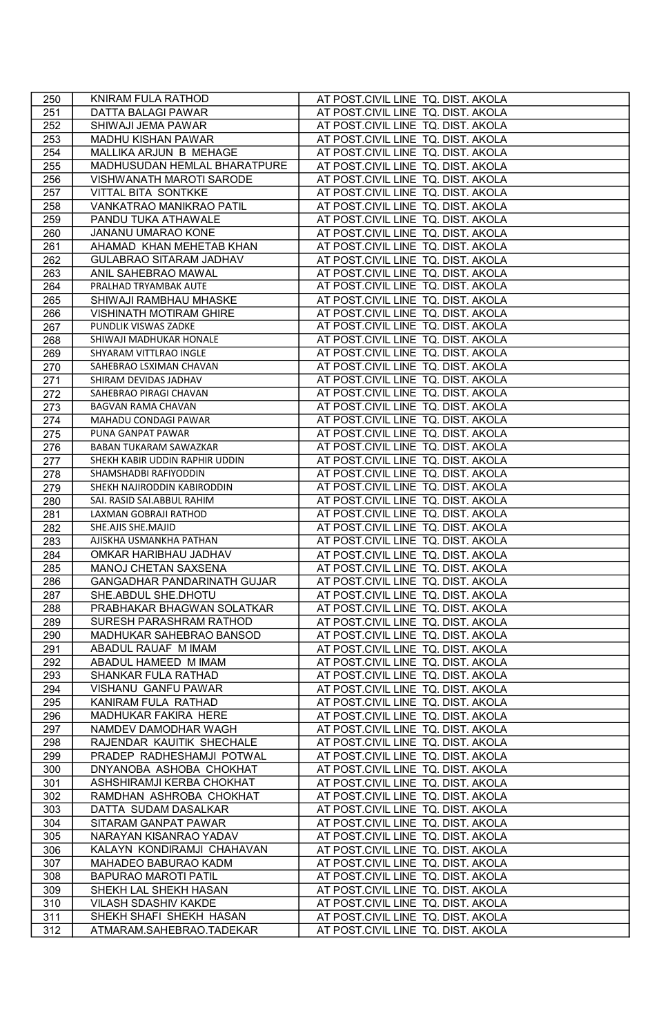| 250 | KNIRAM FULA RATHOD | AT POST.CIVIL LINE TQ. DIST. AKOLA |
|---|---|---|
| 251 | DATTA BALAGI PAWAR | AT POST.CIVIL LINE TQ. DIST. AKOLA |
| 252 | SHIWAJI JEMA PAWAR | AT POST.CIVIL LINE TQ. DIST. AKOLA |
| 253 | MADHU KISHAN PAWAR | AT POST.CIVIL LINE TQ. DIST. AKOLA |
| 254 | MALLIKA ARJUN B MEHAGE | AT POST.CIVIL LINE TQ. DIST. AKOLA |
| 255 | MADHUSUDAN HEMLAL BHARATPURE | AT POST.CIVIL LINE TQ. DIST. AKOLA |
| 256 | VISHWANATH MAROTI SARODE | AT POST.CIVIL LINE TQ. DIST. AKOLA |
| 257 | VITTAL BITA SONTKKE | AT POST.CIVIL LINE TQ. DIST. AKOLA |
| 258 | VANKATRAO MANIKRAO PATIL | AT POST.CIVIL LINE TQ. DIST. AKOLA |
| 259 | PANDU TUKA ATHAWALE | AT POST.CIVIL LINE TQ. DIST. AKOLA |
| 260 | JANANU UMARAO KONE | AT POST.CIVIL LINE TQ. DIST. AKOLA |
| 261 | AHAMAD KHAN MEHETAB KHAN | AT POST.CIVIL LINE TQ. DIST. AKOLA |
| 262 | GULABRAO SITARAM JADHAV | AT POST.CIVIL LINE TQ. DIST. AKOLA |
| 263 | ANIL SAHEBRAO MAWAL | AT POST.CIVIL LINE TQ. DIST. AKOLA |
| 264 | PRALHAD TRYAMBAK AUTE | AT POST.CIVIL LINE TQ. DIST. AKOLA |
| 265 | SHIWAJI RAMBHAU MHASKE | AT POST.CIVIL LINE TQ. DIST. AKOLA |
| 266 | VISHINATH MOTIRAM GHIRE | AT POST.CIVIL LINE TQ. DIST. AKOLA |
| 267 | PUNDLIK VISWAS ZADKE | AT POST.CIVIL LINE TQ. DIST. AKOLA |
| 268 | SHIWAJI MADHUKAR HONALE | AT POST.CIVIL LINE TQ. DIST. AKOLA |
| 269 | SHYARAM VITTLRAO INGLE | AT POST.CIVIL LINE TQ. DIST. AKOLA |
| 270 | SAHEBRAO LSXIMAN CHAVAN | AT POST.CIVIL LINE TQ. DIST. AKOLA |
| 271 | SHIRAM DEVIDAS JADHAV | AT POST.CIVIL LINE TQ. DIST. AKOLA |
| 272 | SAHEBRAO PIRAGI CHAVAN | AT POST.CIVIL LINE TQ. DIST. AKOLA |
| 273 | BAGVAN RAMA CHAVAN | AT POST.CIVIL LINE TQ. DIST. AKOLA |
| 274 | MAHADU CONDAGI PAWAR | AT POST.CIVIL LINE TQ. DIST. AKOLA |
| 275 | PUNA GANPAT PAWAR | AT POST.CIVIL LINE TQ. DIST. AKOLA |
| 276 | BABAN TUKARAM SAWAZKAR | AT POST.CIVIL LINE TQ. DIST. AKOLA |
| 277 | SHEKH KABIR UDDIN RAPHIR UDDIN | AT POST.CIVIL LINE TQ. DIST. AKOLA |
| 278 | SHAMSHADBI RAFIYODDIN | AT POST.CIVIL LINE TQ. DIST. AKOLA |
| 279 | SHEKH NAJIRODDIN KABIRODDIN | AT POST.CIVIL LINE TQ. DIST. AKOLA |
| 280 | SAI. RASID SAI.ABBUL RAHIM | AT POST.CIVIL LINE TQ. DIST. AKOLA |
| 281 | LAXMAN GOBRAJI RATHOD | AT POST.CIVIL LINE TQ. DIST. AKOLA |
| 282 | SHE.AJIS SHE.MAJID | AT POST.CIVIL LINE TQ. DIST. AKOLA |
| 283 | AJISKHA USMANKHA PATHAN | AT POST.CIVIL LINE TQ. DIST. AKOLA |
| 284 | OMKAR HARIBHAU JADHAV | AT POST.CIVIL LINE TQ. DIST. AKOLA |
| 285 | MANOJ CHETAN SAXSENA | AT POST.CIVIL LINE TQ. DIST. AKOLA |
| 286 | GANGADHAR PANDARINATH GUJAR | AT POST.CIVIL LINE TQ. DIST. AKOLA |
| 287 | SHE.ABDUL SHE.DHOTU | AT POST.CIVIL LINE TQ. DIST. AKOLA |
| 288 | PRABHAKAR BHAGWAN SOLATKAR | AT POST.CIVIL LINE TQ. DIST. AKOLA |
| 289 | SURESH PARASHRAM RATHOD | AT POST.CIVIL LINE TQ. DIST. AKOLA |
| 290 | MADHUKAR SAHEBRAO BANSOD | AT POST.CIVIL LINE TQ. DIST. AKOLA |
| 291 | ABADUL RAUAF M IMAM | AT POST.CIVIL LINE TQ. DIST. AKOLA |
| 292 | ABADUL HAMEED M IMAM | AT POST.CIVIL LINE TQ. DIST. AKOLA |
| 293 | SHANKAR FULA RATHAD | AT POST.CIVIL LINE TQ. DIST. AKOLA |
| 294 | VISHANU GANFU PAWAR | AT POST.CIVIL LINE TQ. DIST. AKOLA |
| 295 | KANIRAM FULA RATHAD | AT POST.CIVIL LINE TQ. DIST. AKOLA |
| 296 | MADHUKAR FAKIRA HERE | AT POST.CIVIL LINE TQ. DIST. AKOLA |
| 297 | NAMDEV DAMODHAR WAGH | AT POST.CIVIL LINE TQ. DIST. AKOLA |
| 298 | RAJENDAR KAUITIK SHECHALE | AT POST.CIVIL LINE TQ. DIST. AKOLA |
| 299 | PRADEP RADHESHAMJI POTWAL | AT POST.CIVIL LINE TQ. DIST. AKOLA |
| 300 | DNYANOBA ASHOBA CHOKHAT | AT POST.CIVIL LINE TQ. DIST. AKOLA |
| 301 | ASHSHIRAMJI KERBA CHOKHAT | AT POST.CIVIL LINE TQ. DIST. AKOLA |
| 302 | RAMDHAN ASHROBA CHOKHAT | AT POST.CIVIL LINE TQ. DIST. AKOLA |
| 303 | DATTA SUDAM DASALKAR | AT POST.CIVIL LINE TQ. DIST. AKOLA |
| 304 | SITARAM GANPAT PAWAR | AT POST.CIVIL LINE TQ. DIST. AKOLA |
| 305 | NARAYAN KISANRAO YADAV | AT POST.CIVIL LINE TQ. DIST. AKOLA |
| 306 | KALAYN KONDIRAMJI CHAHAVAN | AT POST.CIVIL LINE TQ. DIST. AKOLA |
| 307 | MAHADEO BABURAO KADM | AT POST.CIVIL LINE TQ. DIST. AKOLA |
| 308 | BAPURAO MAROTI PATIL | AT POST.CIVIL LINE TQ. DIST. AKOLA |
| 309 | SHEKH LAL SHEKH HASAN | AT POST.CIVIL LINE TQ. DIST. AKOLA |
| 310 | VILASH SDASHIV KAKDE | AT POST.CIVIL LINE TQ. DIST. AKOLA |
| 311 | SHEKH SHAFI SHEKH HASAN | AT POST.CIVIL LINE TQ. DIST. AKOLA |
| 312 | ATMARAM.SAHEBRAO.TADEKAR | AT POST.CIVIL LINE TQ. DIST. AKOLA |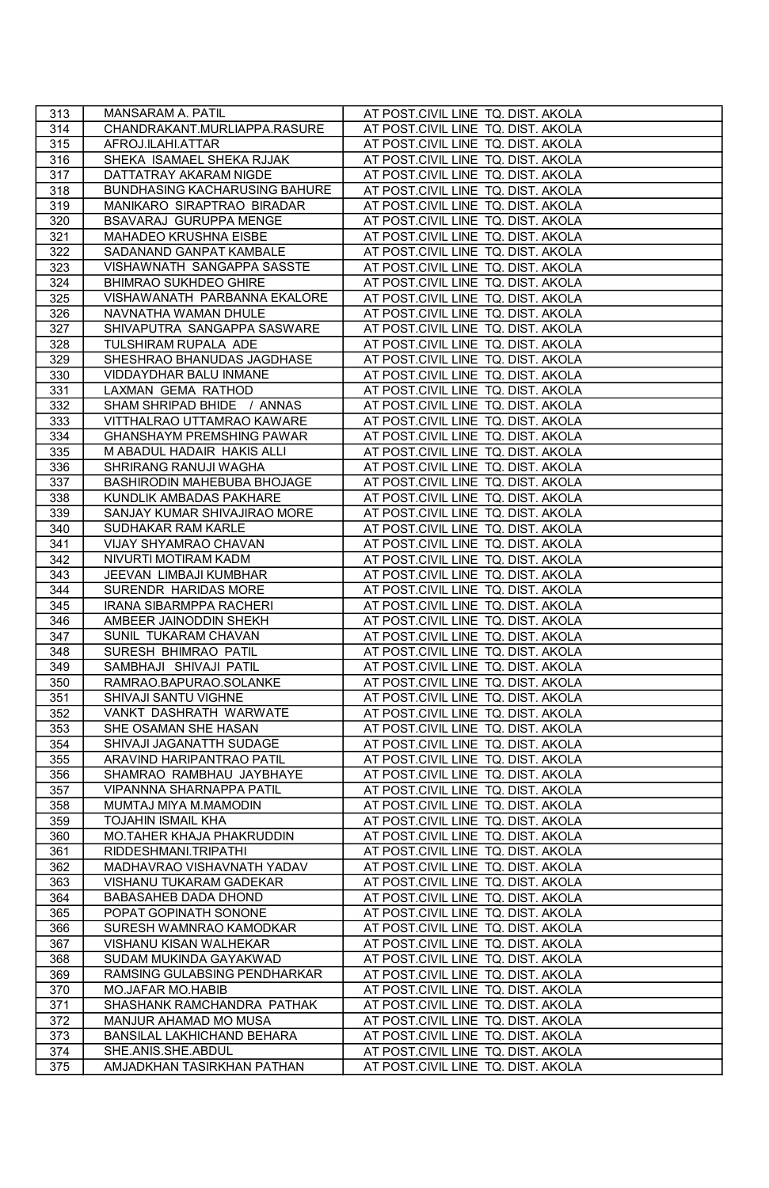| 313 | MANSARAM A. PATIL | AT POST.CIVIL LINE TQ. DIST. AKOLA |
|---|---|---|
| 314 | CHANDRAKANT.MURLIAPPA.RASURE | AT POST.CIVIL LINE TQ. DIST. AKOLA |
| 315 | AFROJ.ILAHI.ATTAR | AT POST.CIVIL LINE TQ. DIST. AKOLA |
| 316 | SHEKA ISAMAEL SHEKA RJJAK | AT POST.CIVIL LINE TQ. DIST. AKOLA |
| 317 | DATTATRAY AKARAM NIGDE | AT POST.CIVIL LINE TQ. DIST. AKOLA |
| 318 | BUNDHASING KACHARUSING BAHURE | AT POST.CIVIL LINE TQ. DIST. AKOLA |
| 319 | MANIKARO SIRAPTRAO BIRADAR | AT POST.CIVIL LINE TQ. DIST. AKOLA |
| 320 | BSAVARAJ GURUPPA MENGE | AT POST.CIVIL LINE TQ. DIST. AKOLA |
| 321 | MAHADEO KRUSHNA EISBE | AT POST.CIVIL LINE TQ. DIST. AKOLA |
| 322 | SADANAND GANPAT KAMBALE | AT POST.CIVIL LINE TQ. DIST. AKOLA |
| 323 | VISHAWNATH SANGAPPA SASSTE | AT POST.CIVIL LINE TQ. DIST. AKOLA |
| 324 | BHIMRAO SUKHDEO GHIRE | AT POST.CIVIL LINE TQ. DIST. AKOLA |
| 325 | VISHAWANATH PARBANNA EKALORE | AT POST.CIVIL LINE TQ. DIST. AKOLA |
| 326 | NAVNATHA WAMAN DHULE | AT POST.CIVIL LINE TQ. DIST. AKOLA |
| 327 | SHIVAPUTRA SANGAPPA SASWARE | AT POST.CIVIL LINE TQ. DIST. AKOLA |
| 328 | TULSHIRAM RUPALA ADE | AT POST.CIVIL LINE TQ. DIST. AKOLA |
| 329 | SHESHRAO BHANUDAS JAGDHASE | AT POST.CIVIL LINE TQ. DIST. AKOLA |
| 330 | VIDDAYDHAR BALU INMANE | AT POST.CIVIL LINE TQ. DIST. AKOLA |
| 331 | LAXMAN GEMA RATHOD | AT POST.CIVIL LINE TQ. DIST. AKOLA |
| 332 | SHAM SHRIPAD BHIDE / ANNAS | AT POST.CIVIL LINE TQ. DIST. AKOLA |
| 333 | VITTHALRAO UTTAMRAO KAWARE | AT POST.CIVIL LINE TQ. DIST. AKOLA |
| 334 | GHANSHAYM PREMSHING PAWAR | AT POST.CIVIL LINE TQ. DIST. AKOLA |
| 335 | M ABADUL HADAIR HAKIS ALLI | AT POST.CIVIL LINE TQ. DIST. AKOLA |
| 336 | SHRIRANG RANUJI WAGHA | AT POST.CIVIL LINE TQ. DIST. AKOLA |
| 337 | BASHIRODIN MAHEBUBA BHOJAGE | AT POST.CIVIL LINE TQ. DIST. AKOLA |
| 338 | KUNDLIK AMBADAS PAKHARE | AT POST.CIVIL LINE TQ. DIST. AKOLA |
| 339 | SANJAY KUMAR SHIVAJIRAO MORE | AT POST.CIVIL LINE TQ. DIST. AKOLA |
| 340 | SUDHAKAR RAM KARLE | AT POST.CIVIL LINE TQ. DIST. AKOLA |
| 341 | VIJAY SHYAMRAO CHAVAN | AT POST.CIVIL LINE TQ. DIST. AKOLA |
| 342 | NIVURTI MOTIRAM KADM | AT POST.CIVIL LINE TQ. DIST. AKOLA |
| 343 | JEEVAN LIMBAJI KUMBHAR | AT POST.CIVIL LINE TQ. DIST. AKOLA |
| 344 | SURENDR HARIDAS MORE | AT POST.CIVIL LINE TQ. DIST. AKOLA |
| 345 | IRANA SIBARMPPA RACHERI | AT POST.CIVIL LINE TQ. DIST. AKOLA |
| 346 | AMBEER JAINODDIN SHEKH | AT POST.CIVIL LINE TQ. DIST. AKOLA |
| 347 | SUNIL TUKARAM CHAVAN | AT POST.CIVIL LINE TQ. DIST. AKOLA |
| 348 | SURESH BHIMRAO PATIL | AT POST.CIVIL LINE TQ. DIST. AKOLA |
| 349 | SAMBHAJI SHIVAJI PATIL | AT POST.CIVIL LINE TQ. DIST. AKOLA |
| 350 | RAMRAO.BAPURAO.SOLANKE | AT POST.CIVIL LINE TQ. DIST. AKOLA |
| 351 | SHIVAJI SANTU VIGHNE | AT POST.CIVIL LINE TQ. DIST. AKOLA |
| 352 | VANKT DASHRATH WARWATE | AT POST.CIVIL LINE TQ. DIST. AKOLA |
| 353 | SHE OSAMAN SHE HASAN | AT POST.CIVIL LINE TQ. DIST. AKOLA |
| 354 | SHIVAJI JAGANATTH SUDAGE | AT POST.CIVIL LINE TQ. DIST. AKOLA |
| 355 | ARAVIND HARIPANTRAO PATIL | AT POST.CIVIL LINE TQ. DIST. AKOLA |
| 356 | SHAMRAO RAMBHAU JAYBHAYE | AT POST.CIVIL LINE TQ. DIST. AKOLA |
| 357 | VIPANNNA SHARNAPPA PATIL | AT POST.CIVIL LINE TQ. DIST. AKOLA |
| 358 | MUMTAJ MIYA M.MAMODIN | AT POST.CIVIL LINE TQ. DIST. AKOLA |
| 359 | TOJAHIN ISMAIL KHA | AT POST.CIVIL LINE TQ. DIST. AKOLA |
| 360 | MO.TAHER KHAJA PHAKRUDDIN | AT POST.CIVIL LINE TQ. DIST. AKOLA |
| 361 | RIDDESHMANI.TRIPATHI | AT POST.CIVIL LINE TQ. DIST. AKOLA |
| 362 | MADHAVRAO VISHAVNATH YADAV | AT POST.CIVIL LINE TQ. DIST. AKOLA |
| 363 | VISHANU TUKARAM GADEKAR | AT POST.CIVIL LINE TQ. DIST. AKOLA |
| 364 | BABASAHEB DADA DHOND | AT POST.CIVIL LINE TQ. DIST. AKOLA |
| 365 | POPAT GOPINATH SONONE | AT POST.CIVIL LINE TQ. DIST. AKOLA |
| 366 | SURESH WAMNRAO KAMODKAR | AT POST.CIVIL LINE TQ. DIST. AKOLA |
| 367 | VISHANU KISAN WALHEKAR | AT POST.CIVIL LINE TQ. DIST. AKOLA |
| 368 | SUDAM MUKINDA GAYAKWAD | AT POST.CIVIL LINE TQ. DIST. AKOLA |
| 369 | RAMSING GULABSING PENDHARKAR | AT POST.CIVIL LINE TQ. DIST. AKOLA |
| 370 | MO.JAFAR MO.HABIB | AT POST.CIVIL LINE TQ. DIST. AKOLA |
| 371 | SHASHANK RAMCHANDRA PATHAK | AT POST.CIVIL LINE TQ. DIST. AKOLA |
| 372 | MANJUR AHAMAD MO MUSA | AT POST.CIVIL LINE TQ. DIST. AKOLA |
| 373 | BANSILAL LAKHICHAND BEHARA | AT POST.CIVIL LINE TQ. DIST. AKOLA |
| 374 | SHE.ANIS.SHE.ABDUL | AT POST.CIVIL LINE TQ. DIST. AKOLA |
| 375 | AMJADKHAN TASIRKHAN PATHAN | AT POST.CIVIL LINE TQ. DIST. AKOLA |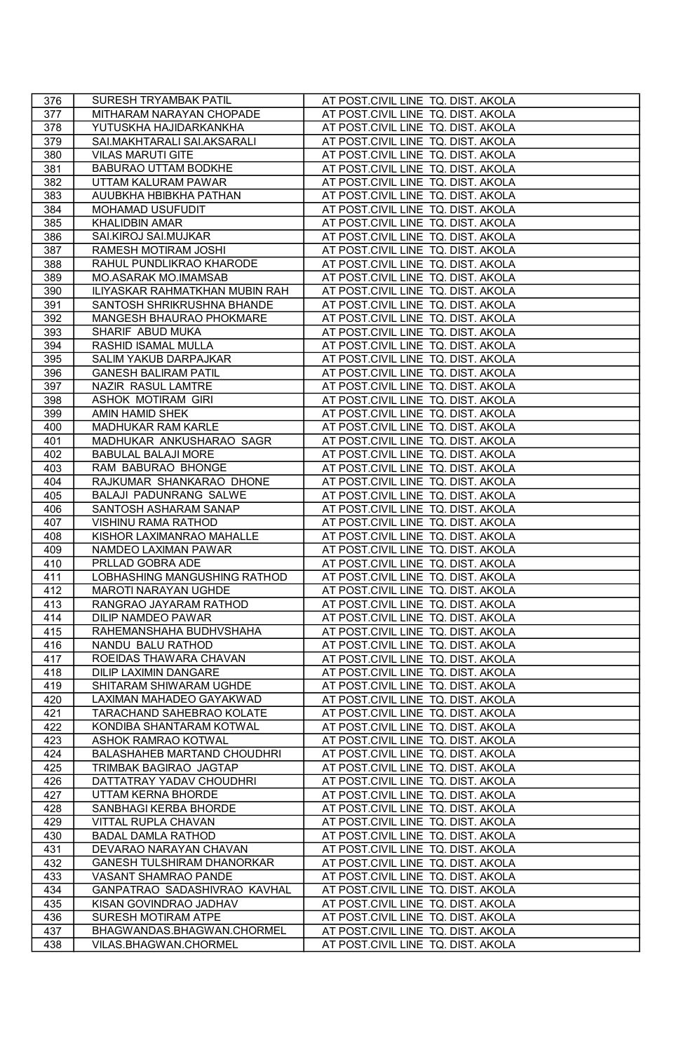| 376 | SURESH TRYAMBAK PATIL | AT POST.CIVIL LINE TQ. DIST. AKOLA |
|---|---|---|
| 377 | MITHARAM NARAYAN CHOPADE | AT POST.CIVIL LINE TQ. DIST. AKOLA |
| 378 | YUTUSKHA HAJIDARKANKHA | AT POST.CIVIL LINE TQ. DIST. AKOLA |
| 379 | SAI.MAKHTARALI SAI.AKSARALI | AT POST.CIVIL LINE TQ. DIST. AKOLA |
| 380 | VILAS MARUTI GITE | AT POST.CIVIL LINE TQ. DIST. AKOLA |
| 381 | BABURAO UTTAM BODKHE | AT POST.CIVIL LINE TQ. DIST. AKOLA |
| 382 | UTTAM KALURAM PAWAR | AT POST.CIVIL LINE TQ. DIST. AKOLA |
| 383 | AUUBKHA HBIBKHA PATHAN | AT POST.CIVIL LINE TQ. DIST. AKOLA |
| 384 | MOHAMAD USUFUDIT | AT POST.CIVIL LINE TQ. DIST. AKOLA |
| 385 | KHALIDBIN AMAR | AT POST.CIVIL LINE TQ. DIST. AKOLA |
| 386 | SAI.KIROJ SAI.MUJKAR | AT POST.CIVIL LINE TQ. DIST. AKOLA |
| 387 | RAMESH MOTIRAM JOSHI | AT POST.CIVIL LINE TQ. DIST. AKOLA |
| 388 | RAHUL PUNDLIKRAO KHARODE | AT POST.CIVIL LINE TQ. DIST. AKOLA |
| 389 | MO.ASARAK MO.IMAMSAB | AT POST.CIVIL LINE TQ. DIST. AKOLA |
| 390 | ILIYASKAR RAHMATKHAN MUBIN RAH | AT POST.CIVIL LINE TQ. DIST. AKOLA |
| 391 | SANTOSH SHRIKRUSHNA BHANDE | AT POST.CIVIL LINE TQ. DIST. AKOLA |
| 392 | MANGESH BHAURAO PHOKMARE | AT POST.CIVIL LINE TQ. DIST. AKOLA |
| 393 | SHARIF ABUD MUKA | AT POST.CIVIL LINE TQ. DIST. AKOLA |
| 394 | RASHID ISAMAL MULLA | AT POST.CIVIL LINE TQ. DIST. AKOLA |
| 395 | SALIM YAKUB DARPAJKAR | AT POST.CIVIL LINE TQ. DIST. AKOLA |
| 396 | GANESH BALIRAM PATIL | AT POST.CIVIL LINE TQ. DIST. AKOLA |
| 397 | NAZIR RASUL LAMTRE | AT POST.CIVIL LINE TQ. DIST. AKOLA |
| 398 | ASHOK MOTIRAM GIRI | AT POST.CIVIL LINE TQ. DIST. AKOLA |
| 399 | AMIN HAMID SHEK | AT POST.CIVIL LINE TQ. DIST. AKOLA |
| 400 | MADHUKAR RAM KARLE | AT POST.CIVIL LINE TQ. DIST. AKOLA |
| 401 | MADHUKAR ANKUSHARAO SAGR | AT POST.CIVIL LINE TQ. DIST. AKOLA |
| 402 | BABULAL BALAJI MORE | AT POST.CIVIL LINE TQ. DIST. AKOLA |
| 403 | RAM BABURAO BHONGE | AT POST.CIVIL LINE TQ. DIST. AKOLA |
| 404 | RAJKUMAR SHANKARAO DHONE | AT POST.CIVIL LINE TQ. DIST. AKOLA |
| 405 | BALAJI PADUNRANG SALWE | AT POST.CIVIL LINE TQ. DIST. AKOLA |
| 406 | SANTOSH ASHARAM SANAP | AT POST.CIVIL LINE TQ. DIST. AKOLA |
| 407 | VISHINU RAMA RATHOD | AT POST.CIVIL LINE TQ. DIST. AKOLA |
| 408 | KISHOR LAXIMANRAO MAHALLE | AT POST.CIVIL LINE TQ. DIST. AKOLA |
| 409 | NAMDEO LAXIMAN PAWAR | AT POST.CIVIL LINE TQ. DIST. AKOLA |
| 410 | PRLLAD GOBRA ADE | AT POST.CIVIL LINE TQ. DIST. AKOLA |
| 411 | LOBHASHING MANGUSHING RATHOD | AT POST.CIVIL LINE TQ. DIST. AKOLA |
| 412 | MAROTI NARAYAN UGHDE | AT POST.CIVIL LINE TQ. DIST. AKOLA |
| 413 | RANGRAO JAYARAM RATHOD | AT POST.CIVIL LINE TQ. DIST. AKOLA |
| 414 | DILIP NAMDEO PAWAR | AT POST.CIVIL LINE TQ. DIST. AKOLA |
| 415 | RAHEMANSHAHA BUDHVSHAHA | AT POST.CIVIL LINE TQ. DIST. AKOLA |
| 416 | NANDU BALU RATHOD | AT POST.CIVIL LINE TQ. DIST. AKOLA |
| 417 | ROEIDAS THAWARA CHAVAN | AT POST.CIVIL LINE TQ. DIST. AKOLA |
| 418 | DILIP LAXIMIN DANGARE | AT POST.CIVIL LINE TQ. DIST. AKOLA |
| 419 | SHITARAM SHIWARAM UGHDE | AT POST.CIVIL LINE TQ. DIST. AKOLA |
| 420 | LAXIMAN MAHADEO GAYAKWAD | AT POST.CIVIL LINE TQ. DIST. AKOLA |
| 421 | TARACHAND SAHEBRAO KOLATE | AT POST.CIVIL LINE TQ. DIST. AKOLA |
| 422 | KONDIBA SHANTARAM KOTWAL | AT POST.CIVIL LINE TQ. DIST. AKOLA |
| 423 | ASHOK RAMRAO KOTWAL | AT POST.CIVIL LINE TQ. DIST. AKOLA |
| 424 | BALASHAHEB MARTAND CHOUDHRI | AT POST.CIVIL LINE TQ. DIST. AKOLA |
| 425 | TRIMBAK BAGIRAO JAGTAP | AT POST.CIVIL LINE TQ. DIST. AKOLA |
| 426 | DATTATRAY YADAV CHOUDHRI | AT POST.CIVIL LINE TQ. DIST. AKOLA |
| 427 | UTTAM KERNA BHORDE | AT POST.CIVIL LINE TQ. DIST. AKOLA |
| 428 | SANBHAGI KERBA BHORDE | AT POST.CIVIL LINE TQ. DIST. AKOLA |
| 429 | VITTAL RUPLA CHAVAN | AT POST.CIVIL LINE TQ. DIST. AKOLA |
| 430 | BADAL DAMLA RATHOD | AT POST.CIVIL LINE TQ. DIST. AKOLA |
| 431 | DEVARAO NARAYAN CHAVAN | AT POST.CIVIL LINE TQ. DIST. AKOLA |
| 432 | GANESH TULSHIRAM DHANORKAR | AT POST.CIVIL LINE TQ. DIST. AKOLA |
| 433 | VASANT SHAMRAO PANDE | AT POST.CIVIL LINE TQ. DIST. AKOLA |
| 434 | GANPATRAO SADASHIVRAO KAVHAL | AT POST.CIVIL LINE TQ. DIST. AKOLA |
| 435 | KISAN GOVINDRAO JADHAV | AT POST.CIVIL LINE TQ. DIST. AKOLA |
| 436 | SURESH MOTIRAM ATPE | AT POST.CIVIL LINE TQ. DIST. AKOLA |
| 437 | BHAGWANDAS.BHAGWAN.CHORMEL | AT POST.CIVIL LINE TQ. DIST. AKOLA |
| 438 | VILAS.BHAGWAN.CHORMEL | AT POST.CIVIL LINE TQ. DIST. AKOLA |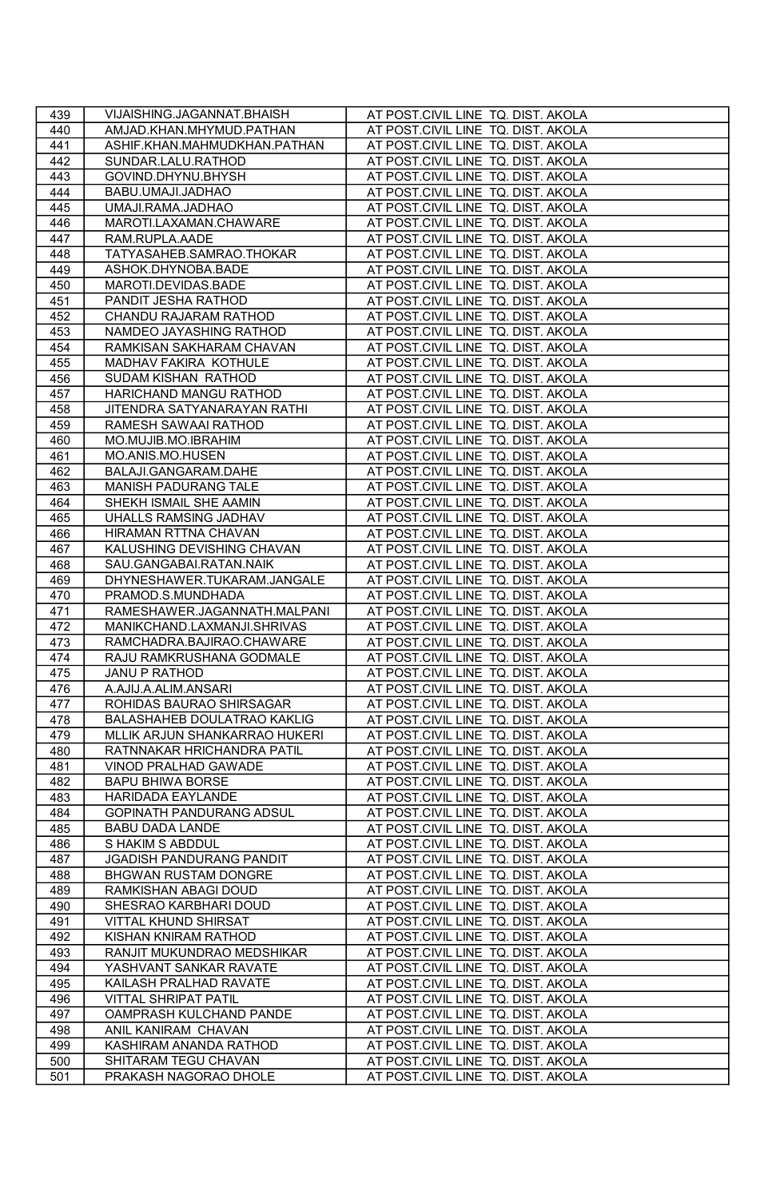| 439 | VIJAISHING.JAGANNAT.BHAISH | AT POST.CIVIL LINE TQ. DIST. AKOLA |
|---|---|---|
| 440 | AMJAD.KHAN.MHYMUD.PATHAN | AT POST.CIVIL LINE TQ. DIST. AKOLA |
| 441 | ASHIF.KHAN.MAHMUDKHAN.PATHAN | AT POST.CIVIL LINE TQ. DIST. AKOLA |
| 442 | SUNDAR.LALU.RATHOD | AT POST.CIVIL LINE TQ. DIST. AKOLA |
| 443 | GOVIND.DHYNU.BHYSH | AT POST.CIVIL LINE TQ. DIST. AKOLA |
| 444 | BABU.UMAJI.JADHAO | AT POST.CIVIL LINE TQ. DIST. AKOLA |
| 445 | UMAJI.RAMA.JADHAO | AT POST.CIVIL LINE TQ. DIST. AKOLA |
| 446 | MAROTI.LAXAMAN.CHAWARE | AT POST.CIVIL LINE TQ. DIST. AKOLA |
| 447 | RAM.RUPLA.AADE | AT POST.CIVIL LINE TQ. DIST. AKOLA |
| 448 | TATYASAHEB.SAMRAO.THOKAR | AT POST.CIVIL LINE TQ. DIST. AKOLA |
| 449 | ASHOK.DHYNOBA.BADE | AT POST.CIVIL LINE TQ. DIST. AKOLA |
| 450 | MAROTI.DEVIDAS.BADE | AT POST.CIVIL LINE TQ. DIST. AKOLA |
| 451 | PANDIT JESHA RATHOD | AT POST.CIVIL LINE TQ. DIST. AKOLA |
| 452 | CHANDU RAJARAM RATHOD | AT POST.CIVIL LINE TQ. DIST. AKOLA |
| 453 | NAMDEO JAYASHING RATHOD | AT POST.CIVIL LINE TQ. DIST. AKOLA |
| 454 | RAMKISAN SAKHARAM CHAVAN | AT POST.CIVIL LINE TQ. DIST. AKOLA |
| 455 | MADHAV FAKIRA KOTHULE | AT POST.CIVIL LINE TQ. DIST. AKOLA |
| 456 | SUDAM KISHAN RATHOD | AT POST.CIVIL LINE TQ. DIST. AKOLA |
| 457 | HARICHAND MANGU RATHOD | AT POST.CIVIL LINE TQ. DIST. AKOLA |
| 458 | JITENDRA SATYANARAYAN RATHI | AT POST.CIVIL LINE TQ. DIST. AKOLA |
| 459 | RAMESH SAWAAI RATHOD | AT POST.CIVIL LINE TQ. DIST. AKOLA |
| 460 | MO.MUJIB.MO.IBRAHIM | AT POST.CIVIL LINE TQ. DIST. AKOLA |
| 461 | MO.ANIS.MO.HUSEN | AT POST.CIVIL LINE TQ. DIST. AKOLA |
| 462 | BALAJI.GANGARAM.DAHE | AT POST.CIVIL LINE TQ. DIST. AKOLA |
| 463 | MANISH PADURANG TALE | AT POST.CIVIL LINE TQ. DIST. AKOLA |
| 464 | SHEKH ISMAIL SHE AAMIN | AT POST.CIVIL LINE TQ. DIST. AKOLA |
| 465 | UHALLS RAMSING JADHAV | AT POST.CIVIL LINE TQ. DIST. AKOLA |
| 466 | HIRAMAN RTTNA CHAVAN | AT POST.CIVIL LINE TQ. DIST. AKOLA |
| 467 | KALUSHING DEVISHING CHAVAN | AT POST.CIVIL LINE TQ. DIST. AKOLA |
| 468 | SAU.GANGABAI.RATAN.NAIK | AT POST.CIVIL LINE TQ. DIST. AKOLA |
| 469 | DHYNESHAWER.TUKARAM.JANGALE | AT POST.CIVIL LINE TQ. DIST. AKOLA |
| 470 | PRAMOD.S.MUNDHADA | AT POST.CIVIL LINE TQ. DIST. AKOLA |
| 471 | RAMESHAWER.JAGANNATH.MALPANI | AT POST.CIVIL LINE TQ. DIST. AKOLA |
| 472 | MANIKCHAND.LAXMANJI.SHRIVAS | AT POST.CIVIL LINE TQ. DIST. AKOLA |
| 473 | RAMCHADRA.BAJIRAO.CHAWARE | AT POST.CIVIL LINE TQ. DIST. AKOLA |
| 474 | RAJU RAMKRUSHANA GODMALE | AT POST.CIVIL LINE TQ. DIST. AKOLA |
| 475 | JANU P RATHOD | AT POST.CIVIL LINE TQ. DIST. AKOLA |
| 476 | A.AJIJ.A.ALIM.ANSARI | AT POST.CIVIL LINE TQ. DIST. AKOLA |
| 477 | ROHIDAS BAURAO SHIRSAGAR | AT POST.CIVIL LINE TQ. DIST. AKOLA |
| 478 | BALASHAHEB DOULATRAO KAKLIG | AT POST.CIVIL LINE TQ. DIST. AKOLA |
| 479 | MLLIK ARJUN SHANKARRAO HUKERI | AT POST.CIVIL LINE TQ. DIST. AKOLA |
| 480 | RATNNAKAR HRICHANDRA PATIL | AT POST.CIVIL LINE TQ. DIST. AKOLA |
| 481 | VINOD PRALHAD GAWADE | AT POST.CIVIL LINE TQ. DIST. AKOLA |
| 482 | BAPU BHIWA BORSE | AT POST.CIVIL LINE TQ. DIST. AKOLA |
| 483 | HARIDADA EAYLANDE | AT POST.CIVIL LINE TQ. DIST. AKOLA |
| 484 | GOPINATH PANDURANG ADSUL | AT POST.CIVIL LINE TQ. DIST. AKOLA |
| 485 | BABU DADA LANDE | AT POST.CIVIL LINE TQ. DIST. AKOLA |
| 486 | S HAKIM S ABDDUL | AT POST.CIVIL LINE TQ. DIST. AKOLA |
| 487 | JGADISH PANDURANG PANDIT | AT POST.CIVIL LINE TQ. DIST. AKOLA |
| 488 | BHGWAN RUSTAM DONGRE | AT POST.CIVIL LINE TQ. DIST. AKOLA |
| 489 | RAMKISHAN ABAGI DOUD | AT POST.CIVIL LINE TQ. DIST. AKOLA |
| 490 | SHESRAO KARBHARI DOUD | AT POST.CIVIL LINE TQ. DIST. AKOLA |
| 491 | VITTAL KHUND SHIRSAT | AT POST.CIVIL LINE TQ. DIST. AKOLA |
| 492 | KISHAN KNIRAM RATHOD | AT POST.CIVIL LINE TQ. DIST. AKOLA |
| 493 | RANJIT MUKUNDRAO MEDSHIKAR | AT POST.CIVIL LINE TQ. DIST. AKOLA |
| 494 | YASHVANT SANKAR RAVATE | AT POST.CIVIL LINE TQ. DIST. AKOLA |
| 495 | KAILASH PRALHAD RAVATE | AT POST.CIVIL LINE TQ. DIST. AKOLA |
| 496 | VITTAL SHRIPAT PATIL | AT POST.CIVIL LINE TQ. DIST. AKOLA |
| 497 | OAMPRASH KULCHAND PANDE | AT POST.CIVIL LINE TQ. DIST. AKOLA |
| 498 | ANIL KANIRAM CHAVAN | AT POST.CIVIL LINE TQ. DIST. AKOLA |
| 499 | KASHIRAM ANANDA RATHOD | AT POST.CIVIL LINE TQ. DIST. AKOLA |
| 500 | SHITARAM TEGU CHAVAN | AT POST.CIVIL LINE TQ. DIST. AKOLA |
| 501 | PRAKASH NAGORAO DHOLE | AT POST.CIVIL LINE TQ. DIST. AKOLA |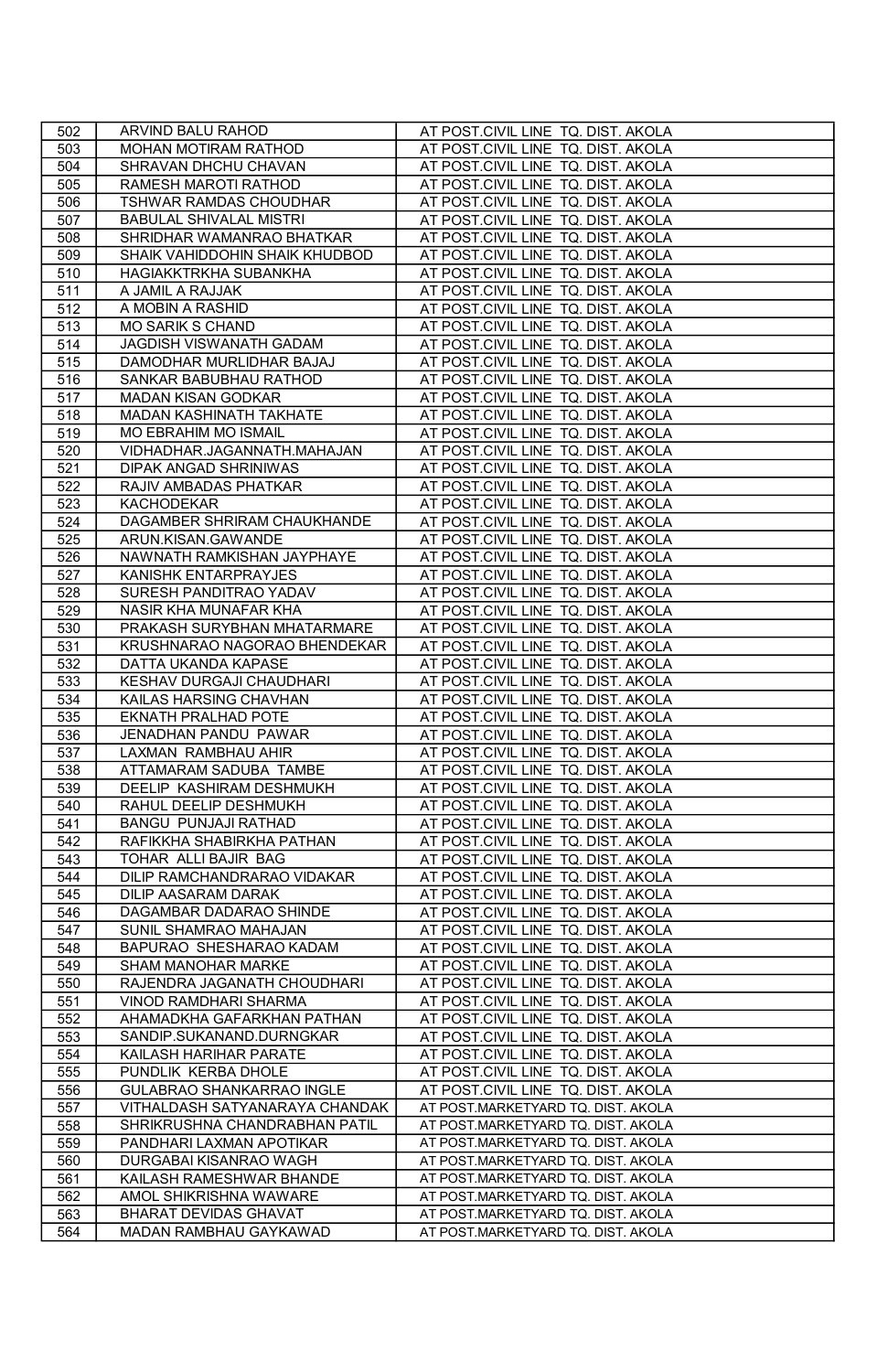| 502 | ARVIND BALU RAHOD | AT POST.CIVIL LINE TQ. DIST. AKOLA |
|---|---|---|
| 503 | MOHAN MOTIRAM RATHOD | AT POST.CIVIL LINE TQ. DIST. AKOLA |
| 504 | SHRAVAN DHCHU CHAVAN | AT POST.CIVIL LINE TQ. DIST. AKOLA |
| 505 | RAMESH MAROTI RATHOD | AT POST.CIVIL LINE TQ. DIST. AKOLA |
| 506 | TSHWAR RAMDAS CHOUDHAR | AT POST.CIVIL LINE TQ. DIST. AKOLA |
| 507 | BABULAL SHIVALAL MISTRI | AT POST.CIVIL LINE TQ. DIST. AKOLA |
| 508 | SHRIDHAR WAMANRAO BHATKAR | AT POST.CIVIL LINE TQ. DIST. AKOLA |
| 509 | SHAIK VAHIDDOHIN SHAIK KHUDBOD | AT POST.CIVIL LINE TQ. DIST. AKOLA |
| 510 | HAGIAKKTRKHA SUBANKHA | AT POST.CIVIL LINE TQ. DIST. AKOLA |
| 511 | A JAMIL A RAJJAK | AT POST.CIVIL LINE TQ. DIST. AKOLA |
| 512 | A MOBIN A RASHID | AT POST.CIVIL LINE TQ. DIST. AKOLA |
| 513 | MO SARIK S CHAND | AT POST.CIVIL LINE TQ. DIST. AKOLA |
| 514 | JAGDISH VISWANATH GADAM | AT POST.CIVIL LINE TQ. DIST. AKOLA |
| 515 | DAMODHAR MURLIDHAR BAJAJ | AT POST.CIVIL LINE TQ. DIST. AKOLA |
| 516 | SANKAR BABUBHAU RATHOD | AT POST.CIVIL LINE TQ. DIST. AKOLA |
| 517 | MADAN KISAN GODKAR | AT POST.CIVIL LINE TQ. DIST. AKOLA |
| 518 | MADAN KASHINATH TAKHATE | AT POST.CIVIL LINE TQ. DIST. AKOLA |
| 519 | MO EBRAHIM MO ISMAIL | AT POST.CIVIL LINE TQ. DIST. AKOLA |
| 520 | VIDHADHAR.JAGANNATH.MAHAJAN | AT POST.CIVIL LINE TQ. DIST. AKOLA |
| 521 | DIPAK ANGAD SHRINIWAS | AT POST.CIVIL LINE TQ. DIST. AKOLA |
| 522 | RAJIV AMBADAS PHATKAR | AT POST.CIVIL LINE TQ. DIST. AKOLA |
| 523 | KACHODEKAR | AT POST.CIVIL LINE TQ. DIST. AKOLA |
| 524 | DAGAMBER SHRIRAM CHAUKHANDE | AT POST.CIVIL LINE TQ. DIST. AKOLA |
| 525 | ARUN.KISAN.GAWANDE | AT POST.CIVIL LINE TQ. DIST. AKOLA |
| 526 | NAWNATH RAMKISHAN JAYPHAYE | AT POST.CIVIL LINE TQ. DIST. AKOLA |
| 527 | KANISHK ENTARPRAYJES | AT POST.CIVIL LINE TQ. DIST. AKOLA |
| 528 | SURESH PANDITRAO YADAV | AT POST.CIVIL LINE TQ. DIST. AKOLA |
| 529 | NASIR KHA MUNAFAR KHA | AT POST.CIVIL LINE TQ. DIST. AKOLA |
| 530 | PRAKASH SURYBHAN MHATARMARE | AT POST.CIVIL LINE TQ. DIST. AKOLA |
| 531 | KRUSHNARAO NAGORAO BHENDEKAR | AT POST.CIVIL LINE TQ. DIST. AKOLA |
| 532 | DATTA UKANDA KAPASE | AT POST.CIVIL LINE TQ. DIST. AKOLA |
| 533 | KESHAV DURGAJI CHAUDHARI | AT POST.CIVIL LINE TQ. DIST. AKOLA |
| 534 | KAILAS HARSING CHAVHAN | AT POST.CIVIL LINE TQ. DIST. AKOLA |
| 535 | EKNATH PRALHAD POTE | AT POST.CIVIL LINE TQ. DIST. AKOLA |
| 536 | JENADHAN PANDU PAWAR | AT POST.CIVIL LINE TQ. DIST. AKOLA |
| 537 | LAXMAN RAMBHAU AHIR | AT POST.CIVIL LINE TQ. DIST. AKOLA |
| 538 | ATTAMARAM SADUBA TAMBE | AT POST.CIVIL LINE TQ. DIST. AKOLA |
| 539 | DEELIP KASHIRAM DESHMUKH | AT POST.CIVIL LINE TQ. DIST. AKOLA |
| 540 | RAHUL DEELIP DESHMUKH | AT POST.CIVIL LINE TQ. DIST. AKOLA |
| 541 | BANGU PUNJAJI RATHAD | AT POST.CIVIL LINE TQ. DIST. AKOLA |
| 542 | RAFIKKHA SHABIRKHA PATHAN | AT POST.CIVIL LINE TQ. DIST. AKOLA |
| 543 | TOHAR ALLI BAJIR BAG | AT POST.CIVIL LINE TQ. DIST. AKOLA |
| 544 | DILIP RAMCHANDRARAO VIDAKAR | AT POST.CIVIL LINE TQ. DIST. AKOLA |
| 545 | DILIP AASARAM DARAK | AT POST.CIVIL LINE TQ. DIST. AKOLA |
| 546 | DAGAMBAR DADARAO SHINDE | AT POST.CIVIL LINE TQ. DIST. AKOLA |
| 547 | SUNIL SHAMRAO MAHAJAN | AT POST.CIVIL LINE TQ. DIST. AKOLA |
| 548 | BAPURAO SHESHARAO KADAM | AT POST.CIVIL LINE TQ. DIST. AKOLA |
| 549 | SHAM MANOHAR MARKE | AT POST.CIVIL LINE TQ. DIST. AKOLA |
| 550 | RAJENDRA JAGANATH CHOUDHARI | AT POST.CIVIL LINE TQ. DIST. AKOLA |
| 551 | VINOD RAMDHARI SHARMA | AT POST.CIVIL LINE TQ. DIST. AKOLA |
| 552 | AHAMADKHA GAFARKHAN PATHAN | AT POST.CIVIL LINE TQ. DIST. AKOLA |
| 553 | SANDIP.SUKANAND.DURNGKAR | AT POST.CIVIL LINE TQ. DIST. AKOLA |
| 554 | KAILASH HARIHAR PARATE | AT POST.CIVIL LINE TQ. DIST. AKOLA |
| 555 | PUNDLIK KERBA DHOLE | AT POST.CIVIL LINE TQ. DIST. AKOLA |
| 556 | GULABRAO SHANKARRAO INGLE | AT POST.CIVIL LINE TQ. DIST. AKOLA |
| 557 | VITHALDASH SATYANARAYA CHANDAK | AT POST.MARKETYARD TQ. DIST. AKOLA |
| 558 | SHRIKRUSHNA CHANDRABHAN PATIL | AT POST.MARKETYARD TQ. DIST. AKOLA |
| 559 | PANDHARI LAXMAN APOTIKAR | AT POST.MARKETYARD TQ. DIST. AKOLA |
| 560 | DURGABAI KISANRAO WAGH | AT POST.MARKETYARD TQ. DIST. AKOLA |
| 561 | KAILASH RAMESHWAR BHANDE | AT POST.MARKETYARD TQ. DIST. AKOLA |
| 562 | AMOL SHIKRISHNA WAWARE | AT POST.MARKETYARD TQ. DIST. AKOLA |
| 563 | BHARAT DEVIDAS GHAVAT | AT POST.MARKETYARD TQ. DIST. AKOLA |
| 564 | MADAN RAMBHAU GAYKAWAD | AT POST.MARKETYARD TQ. DIST. AKOLA |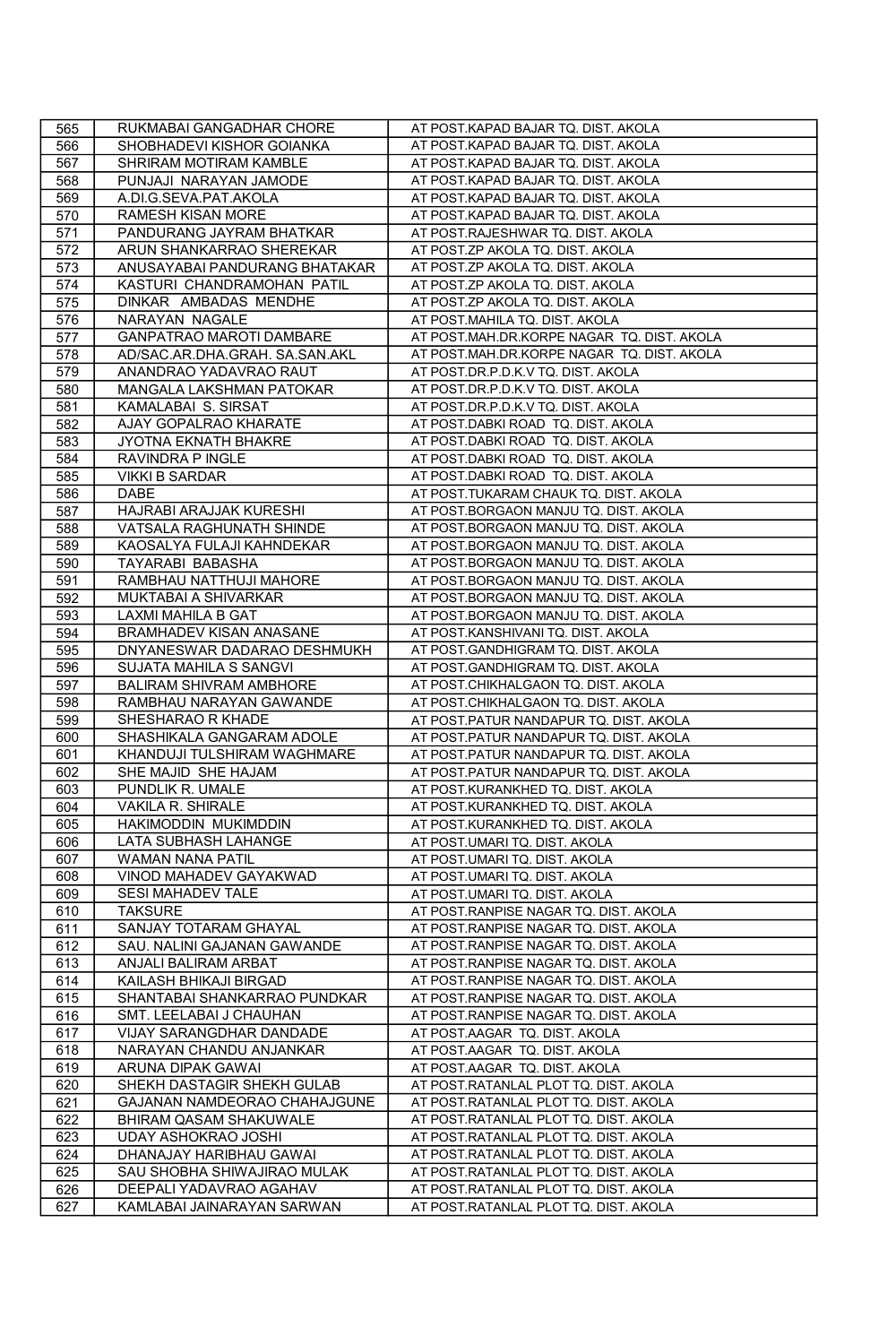| 565 | RUKMABAI GANGADHAR CHORE | AT POST.KAPAD BAJAR TQ. DIST. AKOLA |
|---|---|---|
| 566 | SHOBHADEVI KISHOR GOIANKA | AT POST.KAPAD BAJAR TQ. DIST. AKOLA |
| 567 | SHRIRAM MOTIRAM KAMBLE | AT POST.KAPAD BAJAR TQ. DIST. AKOLA |
| 568 | PUNJAJI NARAYAN JAMODE | AT POST.KAPAD BAJAR TQ. DIST. AKOLA |
| 569 | A.DI.G.SEVA.PAT.AKOLA | AT POST.KAPAD BAJAR TQ. DIST. AKOLA |
| 570 | RAMESH KISAN MORE | AT POST.KAPAD BAJAR TQ. DIST. AKOLA |
| 571 | PANDURANG JAYRAM BHATKAR | AT POST.RAJESHWAR TQ. DIST. AKOLA |
| 572 | ARUN SHANKARRAO SHEREKAR | AT POST.ZP AKOLA TQ. DIST. AKOLA |
| 573 | ANUSAYABAI PANDURANG BHATAKAR | AT POST.ZP AKOLA TQ. DIST. AKOLA |
| 574 | KASTURI CHANDRAMOHAN PATIL | AT POST.ZP AKOLA TQ. DIST. AKOLA |
| 575 | DINKAR AMBADAS MENDHE | AT POST.ZP AKOLA TQ. DIST. AKOLA |
| 576 | NARAYAN NAGALE | AT POST.MAHILA TQ. DIST. AKOLA |
| 577 | GANPATRAO MAROTI DAMBARE | AT POST.MAH.DR.KORPE NAGAR TQ. DIST. AKOLA |
| 578 | AD/SAC.AR.DHA.GRAH. SA.SAN.AKL | AT POST.MAH.DR.KORPE NAGAR TQ. DIST. AKOLA |
| 579 | ANANDRAO YADAVRAO RAUT | AT POST.DR.P.D.K.V TQ. DIST. AKOLA |
| 580 | MANGALA LAKSHMAN PATOKAR | AT POST.DR.P.D.K.V TQ. DIST. AKOLA |
| 581 | KAMALABAI S. SIRSAT | AT POST.DR.P.D.K.V TQ. DIST. AKOLA |
| 582 | AJAY GOPALRAO KHARATE | AT POST.DABKI ROAD TQ. DIST. AKOLA |
| 583 | JYOTNA EKNATH BHAKRE | AT POST.DABKI ROAD TQ. DIST. AKOLA |
| 584 | RAVINDRA P INGLE | AT POST.DABKI ROAD TQ. DIST. AKOLA |
| 585 | VIKKI B SARDAR | AT POST.DABKI ROAD TQ. DIST. AKOLA |
| 586 | DABE | AT POST.TUKARAM CHAUK TQ. DIST. AKOLA |
| 587 | HAJRABI ARAJJAK KURESHI | AT POST.BORGAON MANJU TQ. DIST. AKOLA |
| 588 | VATSALA RAGHUNATH SHINDE | AT POST.BORGAON MANJU TQ. DIST. AKOLA |
| 589 | KAOSALYA FULAJI KAHNDEKAR | AT POST.BORGAON MANJU TQ. DIST. AKOLA |
| 590 | TAYARABI BABASHA | AT POST.BORGAON MANJU TQ. DIST. AKOLA |
| 591 | RAMBHAU NATTHUJI MAHORE | AT POST.BORGAON MANJU TQ. DIST. AKOLA |
| 592 | MUKTABAI A SHIVARKAR | AT POST.BORGAON MANJU TQ. DIST. AKOLA |
| 593 | LAXMI MAHILA B GAT | AT POST.BORGAON MANJU TQ. DIST. AKOLA |
| 594 | BRAMHADEV KISAN ANASANE | AT POST.KANSHIVANI TQ. DIST. AKOLA |
| 595 | DNYANESWAR DADARAO DESHMUKH | AT POST.GANDHIGRAM TQ. DIST. AKOLA |
| 596 | SUJATA MAHILA S SANGVI | AT POST.GANDHIGRAM TQ. DIST. AKOLA |
| 597 | BALIRAM SHIVRAM AMBHORE | AT POST.CHIKHALGAON TQ. DIST. AKOLA |
| 598 | RAMBHAU NARAYAN GAWANDE | AT POST.CHIKHALGAON TQ. DIST. AKOLA |
| 599 | SHESHARAO R KHADE | AT POST.PATUR NANDAPUR TQ. DIST. AKOLA |
| 600 | SHASHIKALA GANGARAM ADOLE | AT POST.PATUR NANDAPUR TQ. DIST. AKOLA |
| 601 | KHANDUJI TULSHIRAM WAGHMARE | AT POST.PATUR NANDAPUR TQ. DIST. AKOLA |
| 602 | SHE MAJID SHE HAJAM | AT POST.PATUR NANDAPUR TQ. DIST. AKOLA |
| 603 | PUNDLIK R. UMALE | AT POST.KURANKHED TQ. DIST. AKOLA |
| 604 | VAKILA R. SHIRALE | AT POST.KURANKHED TQ. DIST. AKOLA |
| 605 | HAKIMODDIN MUKIMDDIN | AT POST.KURANKHED TQ. DIST. AKOLA |
| 606 | LATA SUBHASH LAHANGE | AT POST.UMARI TQ. DIST. AKOLA |
| 607 | WAMAN NANA PATIL | AT POST.UMARI TQ. DIST. AKOLA |
| 608 | VINOD MAHADEV GAYAKWAD | AT POST.UMARI TQ. DIST. AKOLA |
| 609 | SESI MAHADEV TALE | AT POST.UMARI TQ. DIST. AKOLA |
| 610 | TAKSURE | AT POST.RANPISE NAGAR TQ. DIST. AKOLA |
| 611 | SANJAY TOTARAM GHAYAL | AT POST.RANPISE NAGAR TQ. DIST. AKOLA |
| 612 | SAU. NALINI GAJANAN GAWANDE | AT POST.RANPISE NAGAR TQ. DIST. AKOLA |
| 613 | ANJALI BALIRAM ARBAT | AT POST.RANPISE NAGAR TQ. DIST. AKOLA |
| 614 | KAILASH BHIKAJI BIRGAD | AT POST.RANPISE NAGAR TQ. DIST. AKOLA |
| 615 | SHANTABAI SHANKARRAO PUNDKAR | AT POST.RANPISE NAGAR TQ. DIST. AKOLA |
| 616 | SMT. LEELABAI J CHAUHAN | AT POST.RANPISE NAGAR TQ. DIST. AKOLA |
| 617 | VIJAY SARANGDHAR DANDADE | AT POST.AAGAR TQ. DIST. AKOLA |
| 618 | NARAYAN CHANDU ANJANKAR | AT POST.AAGAR TQ. DIST. AKOLA |
| 619 | ARUNA DIPAK GAWAI | AT POST.AAGAR TQ. DIST. AKOLA |
| 620 | SHEKH DASTAGIR SHEKH GULAB | AT POST.RATANLAL PLOT TQ. DIST. AKOLA |
| 621 | GAJANAN NAMDEORAO CHAHAJGUNE | AT POST.RATANLAL PLOT TQ. DIST. AKOLA |
| 622 | BHIRAM QASAM SHAKUWALE | AT POST.RATANLAL PLOT TQ. DIST. AKOLA |
| 623 | UDAY ASHOKRAO JOSHI | AT POST.RATANLAL PLOT TQ. DIST. AKOLA |
| 624 | DHANAJAY HARIBHAU GAWAI | AT POST.RATANLAL PLOT TQ. DIST. AKOLA |
| 625 | SAU SHOBHA SHIWAJIRAO MULAK | AT POST.RATANLAL PLOT TQ. DIST. AKOLA |
| 626 | DEEPALI YADAVRAO AGAHAV | AT POST.RATANLAL PLOT TQ. DIST. AKOLA |
| 627 | KAMLABAI JAINARAYAN SARWAN | AT POST.RATANLAL PLOT TQ. DIST. AKOLA |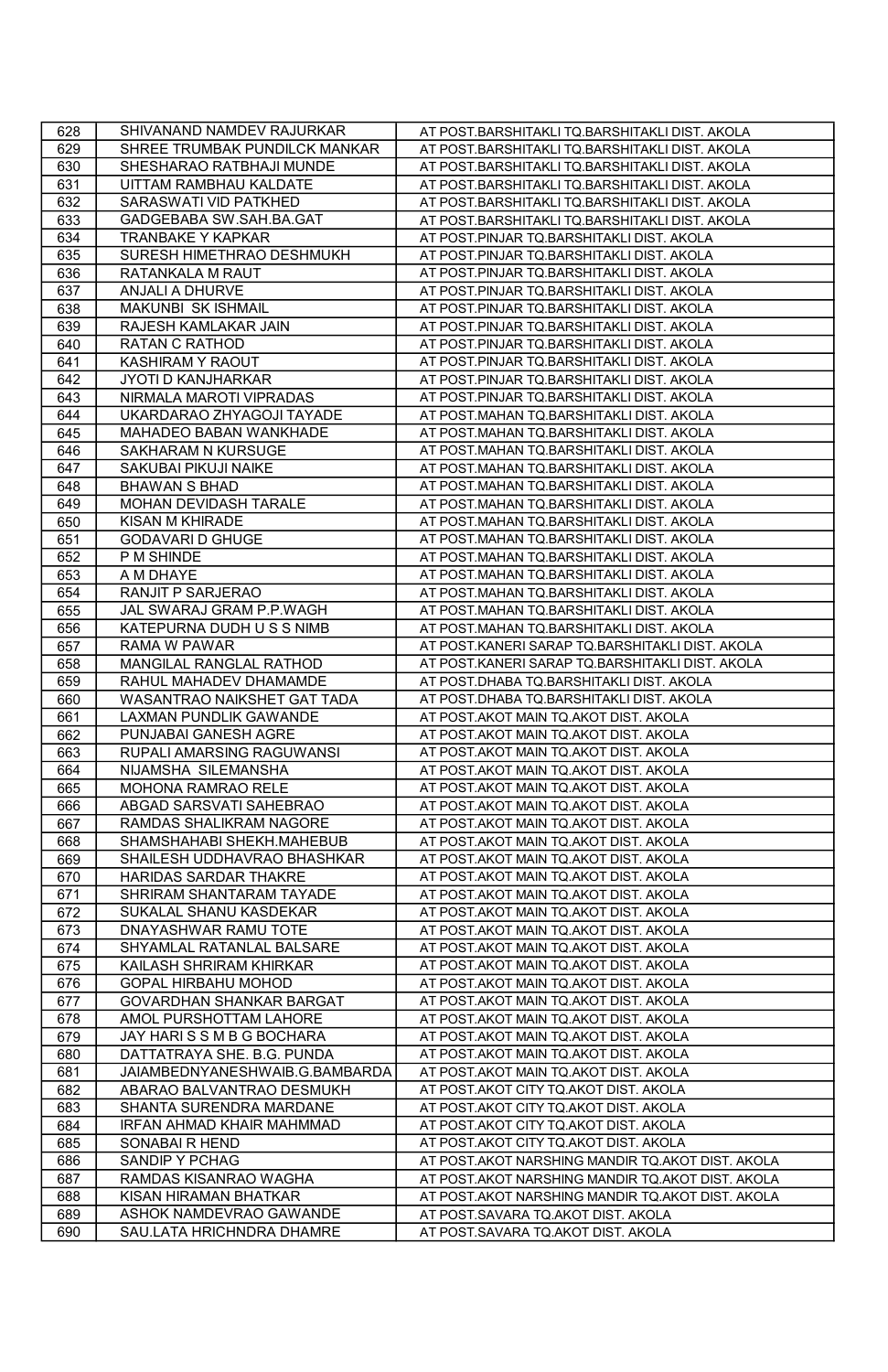| 628 | SHIVANAND NAMDEV RAJURKAR | AT POST.BARSHITAKLI TQ.BARSHITAKLI DIST. AKOLA |
|---|---|---|
| 629 | SHREE TRUMBAK PUNDILCK MANKAR | AT POST.BARSHITAKLI TQ.BARSHITAKLI DIST. AKOLA |
| 630 | SHESHARAO RATBHAJI MUNDE | AT POST.BARSHITAKLI TQ.BARSHITAKLI DIST. AKOLA |
| 631 | UITTAM RAMBHAU KALDATE | AT POST.BARSHITAKLI TQ.BARSHITAKLI DIST. AKOLA |
| 632 | SARASWATI VID PATKHED | AT POST.BARSHITAKLI TQ.BARSHITAKLI DIST. AKOLA |
| 633 | GADGEBABA SW.SAH.BA.GAT | AT POST.BARSHITAKLI TQ.BARSHITAKLI DIST. AKOLA |
| 634 | TRANBAKE Y KAPKAR | AT POST.PINJAR TQ.BARSHITAKLI DIST. AKOLA |
| 635 | SURESH HIMETHRAO DESHMUKH | AT POST.PINJAR TQ.BARSHITAKLI DIST. AKOLA |
| 636 | RATANKALA M RAUT | AT POST.PINJAR TQ.BARSHITAKLI DIST. AKOLA |
| 637 | ANJALI A DHURVE | AT POST.PINJAR TQ.BARSHITAKLI DIST. AKOLA |
| 638 | MAKUNBI SK ISHMAIL | AT POST.PINJAR TQ.BARSHITAKLI DIST. AKOLA |
| 639 | RAJESH KAMLAKAR JAIN | AT POST.PINJAR TQ.BARSHITAKLI DIST. AKOLA |
| 640 | RATAN C RATHOD | AT POST.PINJAR TQ.BARSHITAKLI DIST. AKOLA |
| 641 | KASHIRAM Y RAOUT | AT POST.PINJAR TQ.BARSHITAKLI DIST. AKOLA |
| 642 | JYOTI D KANJHARKAR | AT POST.PINJAR TQ.BARSHITAKLI DIST. AKOLA |
| 643 | NIRMALA MAROTI VIPRADAS | AT POST.PINJAR TQ.BARSHITAKLI DIST. AKOLA |
| 644 | UKARDARAO ZHYAGOJI TAYADE | AT POST.MAHAN TQ.BARSHITAKLI DIST. AKOLA |
| 645 | MAHADEO BABAN WANKHADE | AT POST.MAHAN TQ.BARSHITAKLI DIST. AKOLA |
| 646 | SAKHARAM N KURSUGE | AT POST.MAHAN TQ.BARSHITAKLI DIST. AKOLA |
| 647 | SAKUBAI PIKUJI NAIKE | AT POST.MAHAN TQ.BARSHITAKLI DIST. AKOLA |
| 648 | BHAWAN S BHAD | AT POST.MAHAN TQ.BARSHITAKLI DIST. AKOLA |
| 649 | MOHAN DEVIDASH TARALE | AT POST.MAHAN TQ.BARSHITAKLI DIST. AKOLA |
| 650 | KISAN M KHIRADE | AT POST.MAHAN TQ.BARSHITAKLI DIST. AKOLA |
| 651 | GODAVARI D GHUGE | AT POST.MAHAN TQ.BARSHITAKLI DIST. AKOLA |
| 652 | P M SHINDE | AT POST.MAHAN TQ.BARSHITAKLI DIST. AKOLA |
| 653 | A M DHAYE | AT POST.MAHAN TQ.BARSHITAKLI DIST. AKOLA |
| 654 | RANJIT P SARJERAO | AT POST.MAHAN TQ.BARSHITAKLI DIST. AKOLA |
| 655 | JAL SWARAJ GRAM P.P.WAGH | AT POST.MAHAN TQ.BARSHITAKLI DIST. AKOLA |
| 656 | KATEPURNA DUDH U S S NIMB | AT POST.MAHAN TQ.BARSHITAKLI DIST. AKOLA |
| 657 | RAMA W PAWAR | AT POST.KANERI SARAP TQ.BARSHITAKLI DIST. AKOLA |
| 658 | MANGILAL RANGLAL RATHOD | AT POST.KANERI SARAP TQ.BARSHITAKLI DIST. AKOLA |
| 659 | RAHUL MAHADEV DHAMAMDE | AT POST.DHABA TQ.BARSHITAKLI DIST. AKOLA |
| 660 | WASANTRAO NAIKSHET GAT TADA | AT POST.DHABA TQ.BARSHITAKLI DIST. AKOLA |
| 661 | LAXMAN PUNDLIK GAWANDE | AT POST.AKOT MAIN TQ.AKOT DIST. AKOLA |
| 662 | PUNJABAI GANESH AGRE | AT POST.AKOT MAIN TQ.AKOT DIST. AKOLA |
| 663 | RUPALI AMARSING RAGUWANSI | AT POST.AKOT MAIN TQ.AKOT DIST. AKOLA |
| 664 | NIJAMSHA SILEMANSHA | AT POST.AKOT MAIN TQ.AKOT DIST. AKOLA |
| 665 | MOHONA RAMRAO RELE | AT POST.AKOT MAIN TQ.AKOT DIST. AKOLA |
| 666 | ABGAD SARSVATI SAHEBRAO | AT POST.AKOT MAIN TQ.AKOT DIST. AKOLA |
| 667 | RAMDAS SHALIKRAM NAGORE | AT POST.AKOT MAIN TQ.AKOT DIST. AKOLA |
| 668 | SHAMSHAHABI SHEKH.MAHEBUB | AT POST.AKOT MAIN TQ.AKOT DIST. AKOLA |
| 669 | SHAILESH UDDHAVRAO BHASHKAR | AT POST.AKOT MAIN TQ.AKOT DIST. AKOLA |
| 670 | HARIDAS SARDAR THAKRE | AT POST.AKOT MAIN TQ.AKOT DIST. AKOLA |
| 671 | SHRIRAM SHANTARAM TAYADE | AT POST.AKOT MAIN TQ.AKOT DIST. AKOLA |
| 672 | SUKALAL SHANU KASDEKAR | AT POST.AKOT MAIN TQ.AKOT DIST. AKOLA |
| 673 | DNAYASHWAR RAMU TOTE | AT POST.AKOT MAIN TQ.AKOT DIST. AKOLA |
| 674 | SHYAMLAL RATANLAL BALSARE | AT POST.AKOT MAIN TQ.AKOT DIST. AKOLA |
| 675 | KAILASH SHRIRAM KHIRKAR | AT POST.AKOT MAIN TQ.AKOT DIST. AKOLA |
| 676 | GOPAL HIRBAHU MOHOD | AT POST.AKOT MAIN TQ.AKOT DIST. AKOLA |
| 677 | GOVARDHAN SHANKAR BARGAT | AT POST.AKOT MAIN TQ.AKOT DIST. AKOLA |
| 678 | AMOL PURSHOTTAM LAHORE | AT POST.AKOT MAIN TQ.AKOT DIST. AKOLA |
| 679 | JAY HARI S S M B G BOCHARA | AT POST.AKOT MAIN TQ.AKOT DIST. AKOLA |
| 680 | DATTATRAYA SHE. B.G. PUNDA | AT POST.AKOT MAIN TQ.AKOT DIST. AKOLA |
| 681 | JAIAMBEDNYANESHWAIB.G.BAMBARDA | AT POST.AKOT MAIN TQ.AKOT DIST. AKOLA |
| 682 | ABARAO BALVANTRAO DESMUKH | AT POST.AKOT CITY TQ.AKOT DIST. AKOLA |
| 683 | SHANTA SURENDRA MARDANE | AT POST.AKOT CITY TQ.AKOT DIST. AKOLA |
| 684 | IRFAN AHMAD KHAIR MAHMMAD | AT POST.AKOT CITY TQ.AKOT DIST. AKOLA |
| 685 | SONABAI R HEND | AT POST.AKOT CITY TQ.AKOT DIST. AKOLA |
| 686 | SANDIP Y PCHAG | AT POST.AKOT NARSHING MANDIR TQ.AKOT DIST. AKOLA |
| 687 | RAMDAS KISANRAO WAGHA | AT POST.AKOT NARSHING MANDIR TQ.AKOT DIST. AKOLA |
| 688 | KISAN HIRAMAN BHATKAR | AT POST.AKOT NARSHING MANDIR TQ.AKOT DIST. AKOLA |
| 689 | ASHOK NAMDEVRAO GAWANDE | AT POST.SAVARA TQ.AKOT DIST. AKOLA |
| 690 | SAU.LATA HRICHNDRA DHAMRE | AT POST.SAVARA TQ.AKOT DIST. AKOLA |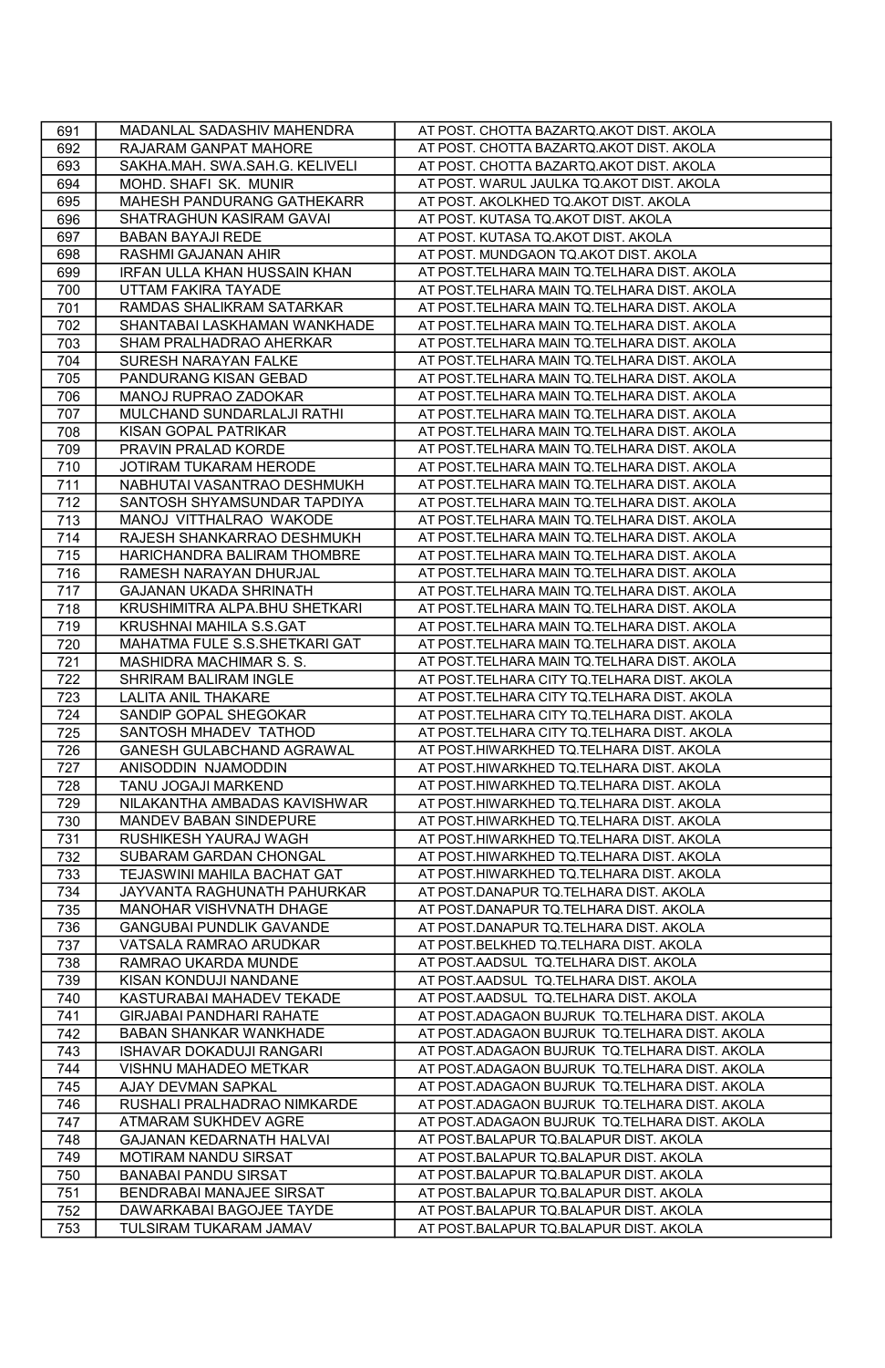| 691 | MADANLAL SADASHIV MAHENDRA | AT POST. CHOTTA BAZARTQ.AKOT DIST. AKOLA |
|---|---|---|
| 692 | RAJARAM GANPAT MAHORE | AT POST. CHOTTA BAZARTQ.AKOT DIST. AKOLA |
| 693 | SAKHA.MAH. SWA.SAH.G. KELIVELI | AT POST. CHOTTA BAZARTQ.AKOT DIST. AKOLA |
| 694 | MOHD. SHAFI SK. MUNIR | AT POST. WARUL JAULKA TQ.AKOT DIST. AKOLA |
| 695 | MAHESH PANDURANG GATHEKARR | AT POST. AKOLKHED TQ.AKOT DIST. AKOLA |
| 696 | SHATRAGHUN KASIRAM GAVAI | AT POST. KUTASA TQ.AKOT DIST. AKOLA |
| 697 | BABAN BAYAJI REDE | AT POST. KUTASA TQ.AKOT DIST. AKOLA |
| 698 | RASHMI GAJANAN AHIR | AT POST. MUNDGAON TQ.AKOT DIST. AKOLA |
| 699 | IRFAN ULLA KHAN HUSSAIN KHAN | AT POST.TELHARA MAIN TQ.TELHARA DIST. AKOLA |
| 700 | UTTAM FAKIRA TAYADE | AT POST.TELHARA MAIN TQ.TELHARA DIST. AKOLA |
| 701 | RAMDAS SHALIKRAM SATARKAR | AT POST.TELHARA MAIN TQ.TELHARA DIST. AKOLA |
| 702 | SHANTABAI LASKHAMAN WANKHADE | AT POST.TELHARA MAIN TQ.TELHARA DIST. AKOLA |
| 703 | SHAM PRALHADRAO AHERKAR | AT POST.TELHARA MAIN TQ.TELHARA DIST. AKOLA |
| 704 | SURESH NARAYAN FALKE | AT POST.TELHARA MAIN TQ.TELHARA DIST. AKOLA |
| 705 | PANDURANG KISAN GEBAD | AT POST.TELHARA MAIN TQ.TELHARA DIST. AKOLA |
| 706 | MANOJ RUPRAO ZADOKAR | AT POST.TELHARA MAIN TQ.TELHARA DIST. AKOLA |
| 707 | MULCHAND SUNDARLALJI RATHI | AT POST.TELHARA MAIN TQ.TELHARA DIST. AKOLA |
| 708 | KISAN GOPAL PATRIKAR | AT POST.TELHARA MAIN TQ.TELHARA DIST. AKOLA |
| 709 | PRAVIN PRALAD KORDE | AT POST.TELHARA MAIN TQ.TELHARA DIST. AKOLA |
| 710 | JOTIRAM TUKARAM HERODE | AT POST.TELHARA MAIN TQ.TELHARA DIST. AKOLA |
| 711 | NABHUTAI VASANTRAO DESHMUKH | AT POST.TELHARA MAIN TQ.TELHARA DIST. AKOLA |
| 712 | SANTOSH SHYAMSUNDAR TAPDIYA | AT POST.TELHARA MAIN TQ.TELHARA DIST. AKOLA |
| 713 | MANOJ VITTHALRAO WAKODE | AT POST.TELHARA MAIN TQ.TELHARA DIST. AKOLA |
| 714 | RAJESH SHANKARRAO DESHMUKH | AT POST.TELHARA MAIN TQ.TELHARA DIST. AKOLA |
| 715 | HARICHANDRA BALIRAM THOMBRE | AT POST.TELHARA MAIN TQ.TELHARA DIST. AKOLA |
| 716 | RAMESH NARAYAN DHURJAL | AT POST.TELHARA MAIN TQ.TELHARA DIST. AKOLA |
| 717 | GAJANAN UKADA SHRINATH | AT POST.TELHARA MAIN TQ.TELHARA DIST. AKOLA |
| 718 | KRUSHIMITRA ALPA.BHU SHETKARI | AT POST.TELHARA MAIN TQ.TELHARA DIST. AKOLA |
| 719 | KRUSHNAI MAHILA S.S.GAT | AT POST.TELHARA MAIN TQ.TELHARA DIST. AKOLA |
| 720 | MAHATMA FULE S.S.SHETKARI GAT | AT POST.TELHARA MAIN TQ.TELHARA DIST. AKOLA |
| 721 | MASHIDRA MACHIMAR S. S. | AT POST.TELHARA MAIN TQ.TELHARA DIST. AKOLA |
| 722 | SHRIRAM BALIRAM INGLE | AT POST.TELHARA CITY TQ.TELHARA DIST. AKOLA |
| 723 | LALITA ANIL THAKARE | AT POST.TELHARA CITY TQ.TELHARA DIST. AKOLA |
| 724 | SANDIP GOPAL SHEGOKAR | AT POST.TELHARA CITY TQ.TELHARA DIST. AKOLA |
| 725 | SANTOSH MHADEV TATHOD | AT POST.TELHARA CITY TQ.TELHARA DIST. AKOLA |
| 726 | GANESH GULABCHAND AGRAWAL | AT POST.HIWARKHED TQ.TELHARA DIST. AKOLA |
| 727 | ANISODDIN NJAMODDIN | AT POST.HIWARKHED TQ.TELHARA DIST. AKOLA |
| 728 | TANU JOGAJI MARKEND | AT POST.HIWARKHED TQ.TELHARA DIST. AKOLA |
| 729 | NILAKANTHA AMBADAS KAVISHWAR | AT POST.HIWARKHED TQ.TELHARA DIST. AKOLA |
| 730 | MANDEV BABAN SINDEPURE | AT POST.HIWARKHED TQ.TELHARA DIST. AKOLA |
| 731 | RUSHIKESH YAURAJ WAGH | AT POST.HIWARKHED TQ.TELHARA DIST. AKOLA |
| 732 | SUBARAM GARDAN CHONGAL | AT POST.HIWARKHED TQ.TELHARA DIST. AKOLA |
| 733 | TEJASWINI MAHILA BACHAT GAT | AT POST.HIWARKHED TQ.TELHARA DIST. AKOLA |
| 734 | JAYVANTA RAGHUNATH PAHURKAR | AT POST.DANAPUR TQ.TELHARA DIST. AKOLA |
| 735 | MANOHAR VISHVNATH DHAGE | AT POST.DANAPUR TQ.TELHARA DIST. AKOLA |
| 736 | GANGUBAI PUNDLIK GAVANDE | AT POST.DANAPUR TQ.TELHARA DIST. AKOLA |
| 737 | VATSALA RAMRAO ARUDKAR | AT POST.BELKHED TQ.TELHARA DIST. AKOLA |
| 738 | RAMRAO UKARDA MUNDE | AT POST.AADSUL TQ.TELHARA DIST. AKOLA |
| 739 | KISAN KONDUJI NANDANE | AT POST.AADSUL TQ.TELHARA DIST. AKOLA |
| 740 | KASTURABAI MAHADEV TEKADE | AT POST.AADSUL TQ.TELHARA DIST. AKOLA |
| 741 | GIRJABAI PANDHARI RAHATE | AT POST.ADAGAON BUJRUK TQ.TELHARA DIST. AKOLA |
| 742 | BABAN SHANKAR WANKHADE | AT POST.ADAGAON BUJRUK TQ.TELHARA DIST. AKOLA |
| 743 | ISHAVAR DOKADUJI RANGARI | AT POST.ADAGAON BUJRUK TQ.TELHARA DIST. AKOLA |
| 744 | VISHNU MAHADEO METKAR | AT POST.ADAGAON BUJRUK TQ.TELHARA DIST. AKOLA |
| 745 | AJAY DEVMAN SAPKAL | AT POST.ADAGAON BUJRUK TQ.TELHARA DIST. AKOLA |
| 746 | RUSHALI PRALHADRAO NIMKARDE | AT POST.ADAGAON BUJRUK TQ.TELHARA DIST. AKOLA |
| 747 | ATMARAM SUKHDEV AGRE | AT POST.ADAGAON BUJRUK TQ.TELHARA DIST. AKOLA |
| 748 | GAJANAN KEDARNATH HALVAI | AT POST.BALAPUR TQ.BALAPUR DIST. AKOLA |
| 749 | MOTIRAM NANDU SIRSAT | AT POST.BALAPUR TQ.BALAPUR DIST. AKOLA |
| 750 | BANABAI PANDU SIRSAT | AT POST.BALAPUR TQ.BALAPUR DIST. AKOLA |
| 751 | BENDRABAI MANAJEE SIRSAT | AT POST.BALAPUR TQ.BALAPUR DIST. AKOLA |
| 752 | DAWARKABAI BAGOJEE TAYDE | AT POST.BALAPUR TQ.BALAPUR DIST. AKOLA |
| 753 | TULSIRAM TUKARAM JAMAV | AT POST.BALAPUR TQ.BALAPUR DIST. AKOLA |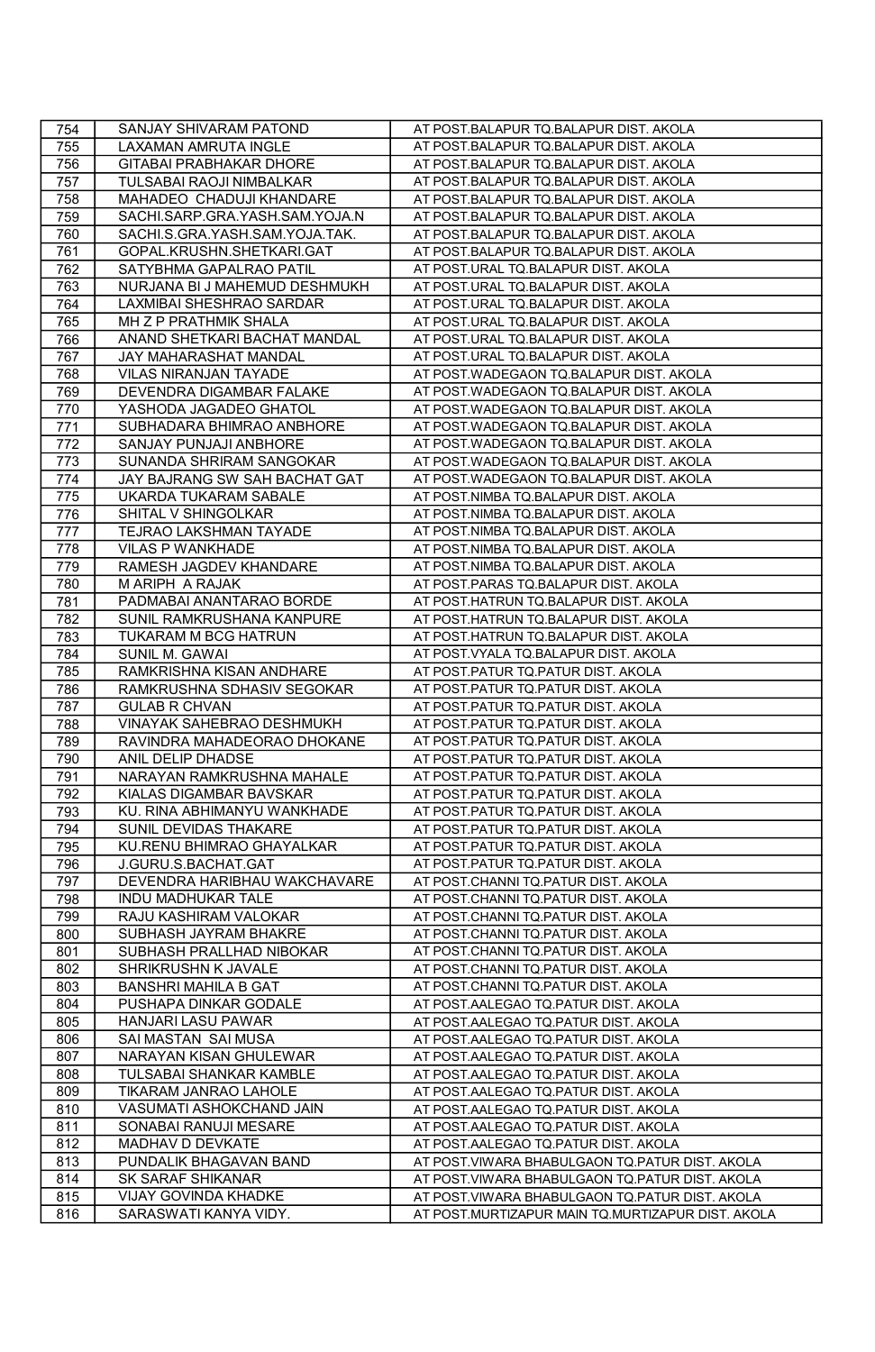| | | |
|---|---|---|
| 754 | SANJAY SHIVARAM PATOND | AT POST.BALAPUR TQ.BALAPUR DIST. AKOLA |
| 755 | LAXAMAN AMRUTA INGLE | AT POST.BALAPUR TQ.BALAPUR DIST. AKOLA |
| 756 | GITABAI PRABHAKAR DHORE | AT POST.BALAPUR TQ.BALAPUR DIST. AKOLA |
| 757 | TULSABAI RAOJI NIMBALKAR | AT POST.BALAPUR TQ.BALAPUR DIST. AKOLA |
| 758 | MAHADEO CHADUJI KHANDARE | AT POST.BALAPUR TQ.BALAPUR DIST. AKOLA |
| 759 | SACHI.SARP.GRA.YASH.SAM.YOJA.N | AT POST.BALAPUR TQ.BALAPUR DIST. AKOLA |
| 760 | SACHI.S.GRA.YASH.SAM.YOJA.TAK. | AT POST.BALAPUR TQ.BALAPUR DIST. AKOLA |
| 761 | GOPAL.KRUSHN.SHETKARI.GAT | AT POST.BALAPUR TQ.BALAPUR DIST. AKOLA |
| 762 | SATYBHMA GAPALRAO PATIL | AT POST.URAL TQ.BALAPUR DIST. AKOLA |
| 763 | NURJANA BI J MAHEMUD DESHMUKH | AT POST.URAL TQ.BALAPUR DIST. AKOLA |
| 764 | LAXMIBAI SHESHRAO SARDAR | AT POST.URAL TQ.BALAPUR DIST. AKOLA |
| 765 | MH Z P PRATHMIK SHALA | AT POST.URAL TQ.BALAPUR DIST. AKOLA |
| 766 | ANAND SHETKARI BACHAT MANDAL | AT POST.URAL TQ.BALAPUR DIST. AKOLA |
| 767 | JAY MAHARASHAT MANDAL | AT POST.URAL TQ.BALAPUR DIST. AKOLA |
| 768 | VILAS NIRANJAN TAYADE | AT POST.WADEGAON TQ.BALAPUR DIST. AKOLA |
| 769 | DEVENDRA DIGAMBAR FALAKE | AT POST.WADEGAON TQ.BALAPUR DIST. AKOLA |
| 770 | YASHODA JAGADEO GHATOL | AT POST.WADEGAON TQ.BALAPUR DIST. AKOLA |
| 771 | SUBHADARA BHIMRAO ANBHORE | AT POST.WADEGAON TQ.BALAPUR DIST. AKOLA |
| 772 | SANJAY PUNJAJI ANBHORE | AT POST.WADEGAON TQ.BALAPUR DIST. AKOLA |
| 773 | SUNANDA SHRIRAM SANGOKAR | AT POST.WADEGAON TQ.BALAPUR DIST. AKOLA |
| 774 | JAY BAJRANG SW SAH BACHAT GAT | AT POST.WADEGAON TQ.BALAPUR DIST. AKOLA |
| 775 | UKARDA TUKARAM SABALE | AT POST.NIMBA TQ.BALAPUR DIST. AKOLA |
| 776 | SHITAL V SHINGOLKAR | AT POST.NIMBA TQ.BALAPUR DIST. AKOLA |
| 777 | TEJRAO LAKSHMAN TAYADE | AT POST.NIMBA TQ.BALAPUR DIST. AKOLA |
| 778 | VILAS P WANKHADE | AT POST.NIMBA TQ.BALAPUR DIST. AKOLA |
| 779 | RAMESH JAGDEV KHANDARE | AT POST.NIMBA TQ.BALAPUR DIST. AKOLA |
| 780 | M ARIPH A RAJAK | AT POST.PARAS TQ.BALAPUR DIST. AKOLA |
| 781 | PADMABAI ANANTARAO BORDE | AT POST.HATRUN TQ.BALAPUR DIST. AKOLA |
| 782 | SUNIL RAMKRUSHANA KANPURE | AT POST.HATRUN TQ.BALAPUR DIST. AKOLA |
| 783 | TUKARAM M BCG HATRUN | AT POST.HATRUN TQ.BALAPUR DIST. AKOLA |
| 784 | SUNIL M. GAWAI | AT POST.VYALA TQ.BALAPUR DIST. AKOLA |
| 785 | RAMKRISHNA KISAN ANDHARE | AT POST.PATUR TQ.PATUR DIST. AKOLA |
| 786 | RAMKRUSHNA SDHASIV SEGOKAR | AT POST.PATUR TQ.PATUR DIST. AKOLA |
| 787 | GULAB R CHVAN | AT POST.PATUR TQ.PATUR DIST. AKOLA |
| 788 | VINAYAK SAHEBRAO DESHMUKH | AT POST.PATUR TQ.PATUR DIST. AKOLA |
| 789 | RAVINDRA MAHADEORAO DHOKANE | AT POST.PATUR TQ.PATUR DIST. AKOLA |
| 790 | ANIL DELIP DHADSE | AT POST.PATUR TQ.PATUR DIST. AKOLA |
| 791 | NARAYAN RAMKRUSHNA MAHALE | AT POST.PATUR TQ.PATUR DIST. AKOLA |
| 792 | KIALAS DIGAMBAR BAVSKAR | AT POST.PATUR TQ.PATUR DIST. AKOLA |
| 793 | KU. RINA ABHIMANYU WANKHADE | AT POST.PATUR TQ.PATUR DIST. AKOLA |
| 794 | SUNIL DEVIDAS THAKARE | AT POST.PATUR TQ.PATUR DIST. AKOLA |
| 795 | KU.RENU BHIMRAO GHAYALKAR | AT POST.PATUR TQ.PATUR DIST. AKOLA |
| 796 | J.GURU.S.BACHAT.GAT | AT POST.PATUR TQ.PATUR DIST. AKOLA |
| 797 | DEVENDRA HARIBHAU WAKCHAVARE | AT POST.CHANNI TQ.PATUR DIST. AKOLA |
| 798 | INDU MADHUKAR TALE | AT POST.CHANNI TQ.PATUR DIST. AKOLA |
| 799 | RAJU KASHIRAM VALOKAR | AT POST.CHANNI TQ.PATUR DIST. AKOLA |
| 800 | SUBHASH JAYRAM BHAKRE | AT POST.CHANNI TQ.PATUR DIST. AKOLA |
| 801 | SUBHASH PRALLHAD NIBOKAR | AT POST.CHANNI TQ.PATUR DIST. AKOLA |
| 802 | SHRIKRUSHN K JAVALE | AT POST.CHANNI TQ.PATUR DIST. AKOLA |
| 803 | BANSHRI MAHILA B GAT | AT POST.CHANNI TQ.PATUR DIST. AKOLA |
| 804 | PUSHAPA DINKAR GODALE | AT POST.AALEGAO TQ.PATUR DIST. AKOLA |
| 805 | HANJARI LASU PAWAR | AT POST.AALEGAO TQ.PATUR DIST. AKOLA |
| 806 | SAI MASTAN SAI MUSA | AT POST.AALEGAO TQ.PATUR DIST. AKOLA |
| 807 | NARAYAN KISAN GHULEWAR | AT POST.AALEGAO TQ.PATUR DIST. AKOLA |
| 808 | TULSABAI SHANKAR KAMBLE | AT POST.AALEGAO TQ.PATUR DIST. AKOLA |
| 809 | TIKARAM JANRAO LAHOLE | AT POST.AALEGAO TQ.PATUR DIST. AKOLA |
| 810 | VASUMATI ASHOKCHAND JAIN | AT POST.AALEGAO TQ.PATUR DIST. AKOLA |
| 811 | SONABAI RANUJI MESARE | AT POST.AALEGAO TQ.PATUR DIST. AKOLA |
| 812 | MADHAV D DEVKATE | AT POST.AALEGAO TQ.PATUR DIST. AKOLA |
| 813 | PUNDALIK BHAGAVAN BAND | AT POST.VIWARA BHABULGAON TQ.PATUR DIST. AKOLA |
| 814 | SK SARAF SHIKANAR | AT POST.VIWARA BHABULGAON TQ.PATUR DIST. AKOLA |
| 815 | VIJAY GOVINDA KHADKE | AT POST.VIWARA BHABULGAON TQ.PATUR DIST. AKOLA |
| 816 | SARASWATI KANYA VIDY. | AT POST.MURTIZAPUR MAIN TQ.MURTIZAPUR DIST. AKOLA |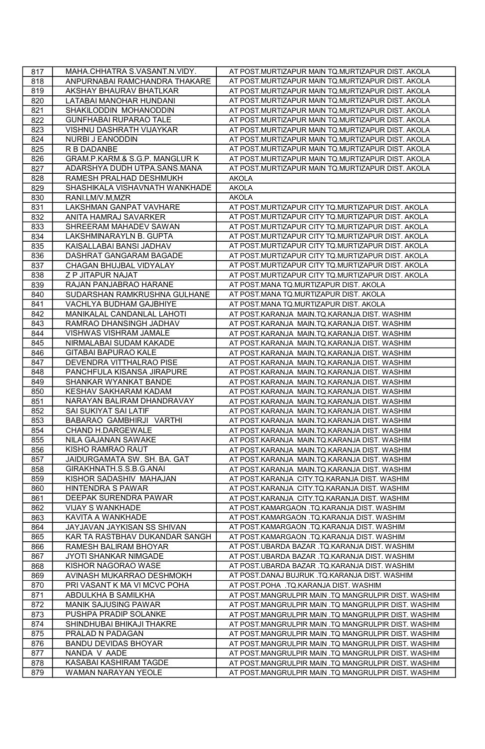| 817 | MAHA.CHHATRA S.VASANT.N.VIDY. | AT POST.MURTIZAPUR MAIN TQ.MURTIZAPUR DIST. AKOLA |
|---|---|---|
| 818 | ANPURNABAI RAMCHANDRA THAKARE | AT POST.MURTIZAPUR MAIN TQ.MURTIZAPUR DIST. AKOLA |
| 819 | AKSHAY BHAURAV BHATLKAR | AT POST.MURTIZAPUR MAIN TQ.MURTIZAPUR DIST. AKOLA |
| 820 | LATABAI MANOHAR HUNDANI | AT POST.MURTIZAPUR MAIN TQ.MURTIZAPUR DIST. AKOLA |
| 821 | SHAKILODDIN MOHANODDIN | AT POST.MURTIZAPUR MAIN TQ.MURTIZAPUR DIST. AKOLA |
| 822 | GUNFHABAI RUPARAO TALE | AT POST.MURTIZAPUR MAIN TQ.MURTIZAPUR DIST. AKOLA |
| 823 | VISHNU DASHRATH VIJAYKAR | AT POST.MURTIZAPUR MAIN TQ.MURTIZAPUR DIST. AKOLA |
| 824 | NURBI J EANODDIN | AT POST.MURTIZAPUR MAIN TQ.MURTIZAPUR DIST. AKOLA |
| 825 | R B DADANBE | AT POST.MURTIZAPUR MAIN TQ.MURTIZAPUR DIST. AKOLA |
| 826 | GRAM.P.KARM.& S.G.P. MANGLUR K | AT POST.MURTIZAPUR MAIN TQ.MURTIZAPUR DIST. AKOLA |
| 827 | ADARSHYA DUDH UTPA.SANS.MANA | AT POST.MURTIZAPUR MAIN TQ.MURTIZAPUR DIST. AKOLA |
| 828 | RAMESH PRALHAD DESHMUKH | AKOLA |
| 829 | SHASHIKALA VISHAVNATH WANKHADE | AKOLA |
| 830 | RANI.LM/V.M,MZR | AKOLA |
| 831 | LAKSHMAN GANPAT VAVHARE | AT POST.MURTIZAPUR CITY TQ.MURTIZAPUR DIST. AKOLA |
| 832 | ANITA HAMRAJ SAVARKER | AT POST.MURTIZAPUR CITY TQ.MURTIZAPUR DIST. AKOLA |
| 833 | SHREERAM MAHADEV SAWAN | AT POST.MURTIZAPUR CITY TQ.MURTIZAPUR DIST. AKOLA |
| 834 | LAKSHMINARAYLN B. GUPTA | AT POST.MURTIZAPUR CITY TQ.MURTIZAPUR DIST. AKOLA |
| 835 | KAISALLABAI BANSI JADHAV | AT POST.MURTIZAPUR CITY TQ.MURTIZAPUR DIST. AKOLA |
| 836 | DASHRAT GANGARAM BAGADE | AT POST.MURTIZAPUR CITY TQ.MURTIZAPUR DIST. AKOLA |
| 837 | CHAGAN BHUJBAL VIDYALAY | AT POST.MURTIZAPUR CITY TQ.MURTIZAPUR DIST. AKOLA |
| 838 | Z P JITAPUR NAJAT | AT POST.MURTIZAPUR CITY TQ.MURTIZAPUR DIST. AKOLA |
| 839 | RAJAN PANJABRAO HARANE | AT POST.MANA TQ.MURTIZAPUR DIST. AKOLA |
| 840 | SUDARSHAN RAMKRUSHNA GULHANE | AT POST.MANA TQ.MURTIZAPUR DIST. AKOLA |
| 841 | VACHLYA BUDHAM GAJBHIYE | AT POST.MANA TQ.MURTIZAPUR DIST. AKOLA |
| 842 | MANIKALAL CANDANLAL LAHOTI | AT POST.KARANJA MAIN.TQ.KARANJA DIST. WASHIM |
| 843 | RAMRAO DHANSINGH JADHAV | AT POST.KARANJA MAIN.TQ.KARANJA DIST. WASHIM |
| 844 | VISHWAS VISHRAM JAMALE | AT POST.KARANJA MAIN.TQ.KARANJA DIST. WASHIM |
| 845 | NIRMALABAI SUDAM KAKADE | AT POST.KARANJA MAIN.TQ.KARANJA DIST. WASHIM |
| 846 | GITABAI BAPURAO KALE | AT POST.KARANJA MAIN.TQ.KARANJA DIST. WASHIM |
| 847 | DEVENDRA VITTHALRAO PISE | AT POST.KARANJA MAIN.TQ.KARANJA DIST. WASHIM |
| 848 | PANCHFULA KISANSA JIRAPURE | AT POST.KARANJA MAIN.TQ.KARANJA DIST. WASHIM |
| 849 | SHANKAR WYANKAT BANDE | AT POST.KARANJA MAIN.TQ.KARANJA DIST. WASHIM |
| 850 | KESHAV SAKHARAM KADAM | AT POST.KARANJA MAIN.TQ.KARANJA DIST. WASHIM |
| 851 | NARAYAN BALIRAM DHANDRAVAY | AT POST.KARANJA MAIN.TQ.KARANJA DIST. WASHIM |
| 852 | SAI SUKIYAT SAI LATIF | AT POST.KARANJA MAIN.TQ.KARANJA DIST. WASHIM |
| 853 | BABARAO GAMBHIRJI VARTHI | AT POST.KARANJA MAIN.TQ.KARANJA DIST. WASHIM |
| 854 | CHAND H.DARGEWALE | AT POST.KARANJA MAIN.TQ.KARANJA DIST. WASHIM |
| 855 | NILA GAJANAN SAWAKE | AT POST.KARANJA MAIN.TQ.KARANJA DIST. WASHIM |
| 856 | KISHO RAMRAO RAUT | AT POST.KARANJA MAIN.TQ.KARANJA DIST. WASHIM |
| 857 | JAIDURGAMATA SW. SH. BA. GAT | AT POST.KARANJA MAIN.TQ.KARANJA DIST. WASHIM |
| 858 | GIRAKHNATH.S.S.B.G.ANAI | AT POST.KARANJA MAIN.TQ.KARANJA DIST. WASHIM |
| 859 | KISHOR SADASHIV MAHAJAN | AT POST.KARANJA CITY.TQ.KARANJA DIST. WASHIM |
| 860 | HINTENDRA S PAWAR | AT POST.KARANJA CITY.TQ.KARANJA DIST. WASHIM |
| 861 | DEEPAK SURENDRA PAWAR | AT POST.KARANJA CITY.TQ.KARANJA DIST. WASHIM |
| 862 | VIJAY S WANKHADE | AT POST.KAMARGAON .TQ.KARANJA DIST. WASHIM |
| 863 | KAVITA A WANKHADE | AT POST.KAMARGAON .TQ.KARANJA DIST. WASHIM |
| 864 | JAYJAVAN JAYKISAN SS SHIVAN | AT POST.KAMARGAON .TQ.KARANJA DIST. WASHIM |
| 865 | KAR TA RASTBHAV DUKANDAR SANGH | AT POST.KAMARGAON .TQ.KARANJA DIST. WASHIM |
| 866 | RAMESH BALIRAM BHOYAR | AT POST.UBARDA BAZAR .TQ.KARANJA DIST. WASHIM |
| 867 | JYOTI SHANKAR NIMGADE | AT POST.UBARDA BAZAR .TQ.KARANJA DIST. WASHIM |
| 868 | KISHOR NAGORAO WASE | AT POST.UBARDA BAZAR .TQ.KARANJA DIST. WASHIM |
| 869 | AVINASH MUKARRAO DESHMOKH | AT POST.DANAJ BUJRUK .TQ.KARANJA DIST. WASHIM |
| 870 | PRI VASANT K MA VI MCVC POHA | AT POST.POHA .TQ.KARANJA DIST. WASHIM |
| 871 | ABDULKHA B SAMILKHA | AT POST.MANGRULPIR MAIN .TQ MANGRULPIR DIST. WASHIM |
| 872 | MANIK SAJUSING PAWAR | AT POST.MANGRULPIR MAIN .TQ MANGRULPIR DIST. WASHIM |
| 873 | PUSHPA PRADIP SOLANKE | AT POST.MANGRULPIR MAIN .TQ MANGRULPIR DIST. WASHIM |
| 874 | SHINDHUBAI BHIKAJI THAKRE | AT POST.MANGRULPIR MAIN .TQ MANGRULPIR DIST. WASHIM |
| 875 | PRALAD N PADAGAN | AT POST.MANGRULPIR MAIN .TQ MANGRULPIR DIST. WASHIM |
| 876 | BANDU DEVIDAS BHOYAR | AT POST.MANGRULPIR MAIN .TQ MANGRULPIR DIST. WASHIM |
| 877 | NANDA V AADE | AT POST.MANGRULPIR MAIN .TQ MANGRULPIR DIST. WASHIM |
| 878 | KASABAI KASHIRAM TAGDE | AT POST.MANGRULPIR MAIN .TQ MANGRULPIR DIST. WASHIM |
| 879 | WAMAN NARAYAN YEOLE | AT POST.MANGRULPIR MAIN .TQ MANGRULPIR DIST. WASHIM |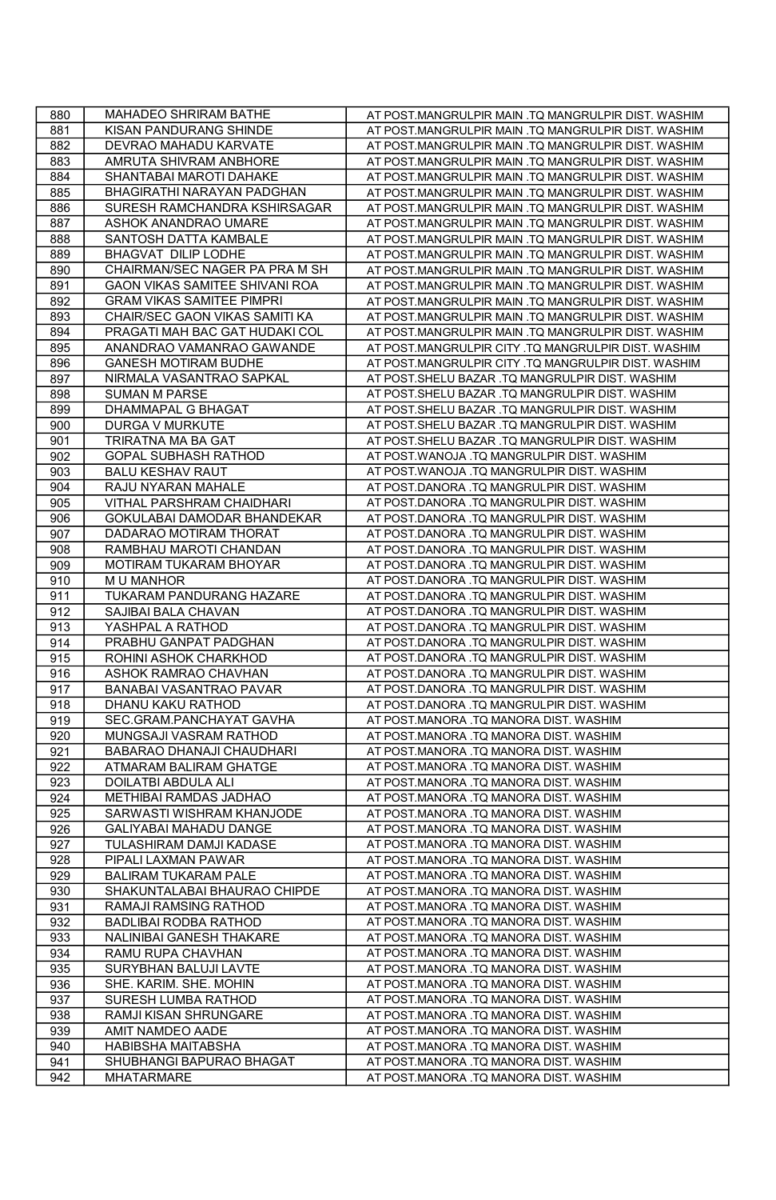| 880 | MAHADEO SHRIRAM BATHE | AT POST.MANGRULPIR MAIN .TQ MANGRULPIR DIST. WASHIM |
|---|---|---|
| 881 | KISAN PANDURANG SHINDE | AT POST.MANGRULPIR MAIN .TQ MANGRULPIR DIST. WASHIM |
| 882 | DEVRAO MAHADU KARVATE | AT POST.MANGRULPIR MAIN .TQ MANGRULPIR DIST. WASHIM |
| 883 | AMRUTA SHIVRAM ANBHORE | AT POST.MANGRULPIR MAIN .TQ MANGRULPIR DIST. WASHIM |
| 884 | SHANTABAI MAROTI DAHAKE | AT POST.MANGRULPIR MAIN .TQ MANGRULPIR DIST. WASHIM |
| 885 | BHAGIRATHI NARAYAN PADGHAN | AT POST.MANGRULPIR MAIN .TQ MANGRULPIR DIST. WASHIM |
| 886 | SURESH RAMCHANDRA KSHIRSAGAR | AT POST.MANGRULPIR MAIN .TQ MANGRULPIR DIST. WASHIM |
| 887 | ASHOK ANANDRAO UMARE | AT POST.MANGRULPIR MAIN .TQ MANGRULPIR DIST. WASHIM |
| 888 | SANTOSH DATTA KAMBALE | AT POST.MANGRULPIR MAIN .TQ MANGRULPIR DIST. WASHIM |
| 889 | BHAGVAT DILIP LODHE | AT POST.MANGRULPIR MAIN .TQ MANGRULPIR DIST. WASHIM |
| 890 | CHAIRMAN/SEC NAGER PA PRA M SH | AT POST.MANGRULPIR MAIN .TQ MANGRULPIR DIST. WASHIM |
| 891 | GAON VIKAS SAMITEE SHIVANI ROA | AT POST.MANGRULPIR MAIN .TQ MANGRULPIR DIST. WASHIM |
| 892 | GRAM VIKAS SAMITEE PIMPRI | AT POST.MANGRULPIR MAIN .TQ MANGRULPIR DIST. WASHIM |
| 893 | CHAIR/SEC GAON VIKAS SAMITI KA | AT POST.MANGRULPIR MAIN .TQ MANGRULPIR DIST. WASHIM |
| 894 | PRAGATI MAH BAC GAT HUDAKI COL | AT POST.MANGRULPIR MAIN .TQ MANGRULPIR DIST. WASHIM |
| 895 | ANANDRAO VAMANRAO GAWANDE | AT POST.MANGRULPIR CITY .TQ MANGRULPIR DIST. WASHIM |
| 896 | GANESH MOTIRAM BUDHE | AT POST.MANGRULPIR CITY .TQ MANGRULPIR DIST. WASHIM |
| 897 | NIRMALA VASANTRAO SAPKAL | AT POST.SHELU BAZAR .TQ MANGRULPIR DIST. WASHIM |
| 898 | SUMAN M PARSE | AT POST.SHELU BAZAR .TQ MANGRULPIR DIST. WASHIM |
| 899 | DHAMMAPAL G BHAGAT | AT POST.SHELU BAZAR .TQ MANGRULPIR DIST. WASHIM |
| 900 | DURGA V MURKUTE | AT POST.SHELU BAZAR .TQ MANGRULPIR DIST. WASHIM |
| 901 | TRIRATNA MA BA GAT | AT POST.SHELU BAZAR .TQ MANGRULPIR DIST. WASHIM |
| 902 | GOPAL SUBHASH RATHOD | AT POST.WANOJA .TQ MANGRULPIR DIST. WASHIM |
| 903 | BALU KESHAV RAUT | AT POST.WANOJA .TQ MANGRULPIR DIST. WASHIM |
| 904 | RAJU NYARAN MAHALE | AT POST.DANORA .TQ MANGRULPIR DIST. WASHIM |
| 905 | VITHAL PARSHRAM CHAIDHARI | AT POST.DANORA .TQ MANGRULPIR DIST. WASHIM |
| 906 | GOKULABAI DAMODAR BHANDEKAR | AT POST.DANORA .TQ MANGRULPIR DIST. WASHIM |
| 907 | DADARAO MOTIRAM THORAT | AT POST.DANORA .TQ MANGRULPIR DIST. WASHIM |
| 908 | RAMBHAU MAROTI CHANDAN | AT POST.DANORA .TQ MANGRULPIR DIST. WASHIM |
| 909 | MOTIRAM TUKARAM BHOYAR | AT POST.DANORA .TQ MANGRULPIR DIST. WASHIM |
| 910 | M U MANHOR | AT POST.DANORA .TQ MANGRULPIR DIST. WASHIM |
| 911 | TUKARAM PANDURANG HAZARE | AT POST.DANORA .TQ MANGRULPIR DIST. WASHIM |
| 912 | SAJIBAI BALA CHAVAN | AT POST.DANORA .TQ MANGRULPIR DIST. WASHIM |
| 913 | YASHPAL A RATHOD | AT POST.DANORA .TQ MANGRULPIR DIST. WASHIM |
| 914 | PRABHU GANPAT PADGHAN | AT POST.DANORA .TQ MANGRULPIR DIST. WASHIM |
| 915 | ROHINI ASHOK CHARKHOD | AT POST.DANORA .TQ MANGRULPIR DIST. WASHIM |
| 916 | ASHOK RAMRAO CHAVHAN | AT POST.DANORA .TQ MANGRULPIR DIST. WASHIM |
| 917 | BANABAI VASANTRAO PAVAR | AT POST.DANORA .TQ MANGRULPIR DIST. WASHIM |
| 918 | DHANU KAKU RATHOD | AT POST.DANORA .TQ MANGRULPIR DIST. WASHIM |
| 919 | SEC.GRAM.PANCHAYAT GAVHA | AT POST.MANORA .TQ MANORA DIST. WASHIM |
| 920 | MUNGSAJI VASRAM RATHOD | AT POST.MANORA .TQ MANORA DIST. WASHIM |
| 921 | BABARAO DHANAJI CHAUDHARI | AT POST.MANORA .TQ MANORA DIST. WASHIM |
| 922 | ATMARAM BALIRAM GHATGE | AT POST.MANORA .TQ MANORA DIST. WASHIM |
| 923 | DOILATBI ABDULA ALI | AT POST.MANORA .TQ MANORA DIST. WASHIM |
| 924 | METHIBAI RAMDAS JADHAO | AT POST.MANORA .TQ MANORA DIST. WASHIM |
| 925 | SARWASTI WISHRAM KHANJODE | AT POST.MANORA .TQ MANORA DIST. WASHIM |
| 926 | GALIYABAI MAHADU DANGE | AT POST.MANORA .TQ MANORA DIST. WASHIM |
| 927 | TULASHIRAM DAMJI KADASE | AT POST.MANORA .TQ MANORA DIST. WASHIM |
| 928 | PIPALI LAXMAN PAWAR | AT POST.MANORA .TQ MANORA DIST. WASHIM |
| 929 | BALIRAM TUKARAM PALE | AT POST.MANORA .TQ MANORA DIST. WASHIM |
| 930 | SHAKUNTALABAI BHAURAO CHIPDE | AT POST.MANORA .TQ MANORA DIST. WASHIM |
| 931 | RAMAJI RAMSING RATHOD | AT POST.MANORA .TQ MANORA DIST. WASHIM |
| 932 | BADLIBAI RODBA RATHOD | AT POST.MANORA .TQ MANORA DIST. WASHIM |
| 933 | NALINIBAI GANESH THAKARE | AT POST.MANORA .TQ MANORA DIST. WASHIM |
| 934 | RAMU RUPA CHAVHAN | AT POST.MANORA .TQ MANORA DIST. WASHIM |
| 935 | SURYBHAN BALUJI LAVTE | AT POST.MANORA .TQ MANORA DIST. WASHIM |
| 936 | SHE. KARIM. SHE. MOHIN | AT POST.MANORA .TQ MANORA DIST. WASHIM |
| 937 | SURESH LUMBA RATHOD | AT POST.MANORA .TQ MANORA DIST. WASHIM |
| 938 | RAMJI KISAN SHRUNGARE | AT POST.MANORA .TQ MANORA DIST. WASHIM |
| 939 | AMIT NAMDEO AADE | AT POST.MANORA .TQ MANORA DIST. WASHIM |
| 940 | HABIBSHA MAITABSHA | AT POST.MANORA .TQ MANORA DIST. WASHIM |
| 941 | SHUBHANGI BAPURAO BHAGAT | AT POST.MANORA .TQ MANORA DIST. WASHIM |
| 942 | MHATARMARE | AT POST.MANORA .TQ MANORA DIST. WASHIM |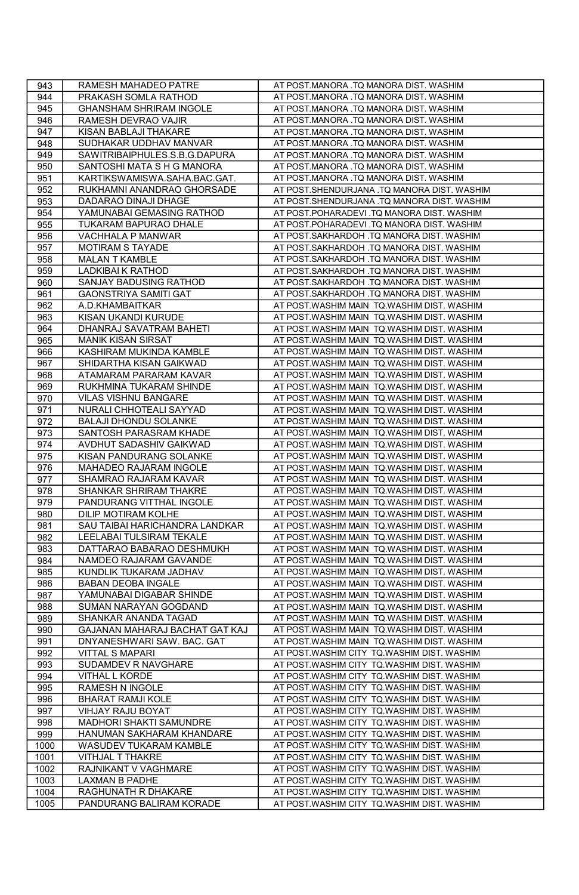| 943 | RAMESH MAHADEO PATRE | AT POST.MANORA .TQ MANORA DIST. WASHIM |
|---|---|---|
| 944 | PRAKASH SOMLA RATHOD | AT POST.MANORA .TQ MANORA DIST. WASHIM |
| 945 | GHANSHAM SHRIRAM INGOLE | AT POST.MANORA .TQ MANORA DIST. WASHIM |
| 946 | RAMESH DEVRAO VAJIR | AT POST.MANORA .TQ MANORA DIST. WASHIM |
| 947 | KISAN BABLAJI THAKARE | AT POST.MANORA .TQ MANORA DIST. WASHIM |
| 948 | SUDHAKAR UDDHAV MANVAR | AT POST.MANORA .TQ MANORA DIST. WASHIM |
| 949 | SAWITRIBAIPHULES.S.B.G.DAPURA | AT POST.MANORA .TQ MANORA DIST. WASHIM |
| 950 | SANTOSHI MATA S H G MANORA | AT POST.MANORA .TQ MANORA DIST. WASHIM |
| 951 | KARTIKSWAMISWA.SAHA.BAC.GAT. | AT POST.MANORA .TQ MANORA DIST. WASHIM |
| 952 | RUKHAMNI ANANDRAO GHORSADE | AT POST.SHENDURJANA .TQ MANORA DIST. WASHIM |
| 953 | DADARAO DINAJI DHAGE | AT POST.SHENDURJANA .TQ MANORA DIST. WASHIM |
| 954 | YAMUNABAI GEMASING RATHOD | AT POST.POHARADEVI .TQ MANORA DIST. WASHIM |
| 955 | TUKARAM BAPURAO DHALE | AT POST.POHARADEVI .TQ MANORA DIST. WASHIM |
| 956 | VACHHALA P MANWAR | AT POST.SAKHARDOH .TQ MANORA DIST. WASHIM |
| 957 | MOTIRAM S TAYADE | AT POST.SAKHARDOH .TQ MANORA DIST. WASHIM |
| 958 | MALAN T KAMBLE | AT POST.SAKHARDOH .TQ MANORA DIST. WASHIM |
| 959 | LADKIBAI K RATHOD | AT POST.SAKHARDOH .TQ MANORA DIST. WASHIM |
| 960 | SANJAY BADUSING RATHOD | AT POST.SAKHARDOH .TQ MANORA DIST. WASHIM |
| 961 | GAONSTRIYA SAMITI GAT | AT POST.SAKHARDOH .TQ MANORA DIST. WASHIM |
| 962 | A.D.KHAMBAITKAR | AT POST.WASHIM MAIN TQ.WASHIM DIST. WASHIM |
| 963 | KISAN UKANDI KURUDE | AT POST.WASHIM MAIN TQ.WASHIM DIST. WASHIM |
| 964 | DHANRAJ SAVATRAM BAHETI | AT POST.WASHIM MAIN TQ.WASHIM DIST. WASHIM |
| 965 | MANIK KISAN SIRSAT | AT POST.WASHIM MAIN TQ.WASHIM DIST. WASHIM |
| 966 | KASHIRAM MUKINDA KAMBLE | AT POST.WASHIM MAIN TQ.WASHIM DIST. WASHIM |
| 967 | SHIDARTHA KISAN GAIKWAD | AT POST.WASHIM MAIN TQ.WASHIM DIST. WASHIM |
| 968 | ATAMARAM PARARAM KAVAR | AT POST.WASHIM MAIN TQ.WASHIM DIST. WASHIM |
| 969 | RUKHMINA TUKARAM SHINDE | AT POST.WASHIM MAIN TQ.WASHIM DIST. WASHIM |
| 970 | VILAS VISHNU BANGARE | AT POST.WASHIM MAIN TQ.WASHIM DIST. WASHIM |
| 971 | NURALI CHHOTEALI SAYYAD | AT POST.WASHIM MAIN TQ.WASHIM DIST. WASHIM |
| 972 | BALAJI DHONDU SOLANKE | AT POST.WASHIM MAIN TQ.WASHIM DIST. WASHIM |
| 973 | SANTOSH PARASRAM KHADE | AT POST.WASHIM MAIN TQ.WASHIM DIST. WASHIM |
| 974 | AVDHUT SADASHIV GAIKWAD | AT POST.WASHIM MAIN TQ.WASHIM DIST. WASHIM |
| 975 | KISAN PANDURANG SOLANKE | AT POST.WASHIM MAIN TQ.WASHIM DIST. WASHIM |
| 976 | MAHADEO RAJARAM INGOLE | AT POST.WASHIM MAIN TQ.WASHIM DIST. WASHIM |
| 977 | SHAMRAO RAJARAM KAVAR | AT POST.WASHIM MAIN TQ.WASHIM DIST. WASHIM |
| 978 | SHANKAR SHRIRAM THAKRE | AT POST.WASHIM MAIN TQ.WASHIM DIST. WASHIM |
| 979 | PANDURANG VITTHAL INGOLE | AT POST.WASHIM MAIN TQ.WASHIM DIST. WASHIM |
| 980 | DILIP MOTIRAM KOLHE | AT POST.WASHIM MAIN TQ.WASHIM DIST. WASHIM |
| 981 | SAU TAIBAI HARICHANDRA LANDKAR | AT POST.WASHIM MAIN TQ.WASHIM DIST. WASHIM |
| 982 | LEELABAI TULSIRAM TEKALE | AT POST.WASHIM MAIN TQ.WASHIM DIST. WASHIM |
| 983 | DATTARAO BABARAO DESHMUKH | AT POST.WASHIM MAIN TQ.WASHIM DIST. WASHIM |
| 984 | NAMDEO RAJARAM GAVANDE | AT POST.WASHIM MAIN TQ.WASHIM DIST. WASHIM |
| 985 | KUNDLIK TUKARAM JADHAV | AT POST.WASHIM MAIN TQ.WASHIM DIST. WASHIM |
| 986 | BABAN DEOBA INGALE | AT POST.WASHIM MAIN TQ.WASHIM DIST. WASHIM |
| 987 | YAMUNABAI DIGABAR SHINDE | AT POST.WASHIM MAIN TQ.WASHIM DIST. WASHIM |
| 988 | SUMAN NARAYAN GOGDAND | AT POST.WASHIM MAIN TQ.WASHIM DIST. WASHIM |
| 989 | SHANKAR ANANDA TAGAD | AT POST.WASHIM MAIN TQ.WASHIM DIST. WASHIM |
| 990 | GAJANAN MAHARAJ BACHAT GAT KAJ | AT POST.WASHIM MAIN TQ.WASHIM DIST. WASHIM |
| 991 | DNYANESHWARI SAW. BAC. GAT | AT POST.WASHIM MAIN TQ.WASHIM DIST. WASHIM |
| 992 | VITTAL S MAPARI | AT POST.WASHIM CITY TQ.WASHIM DIST. WASHIM |
| 993 | SUDAMDEV R NAVGHARE | AT POST.WASHIM CITY TQ.WASHIM DIST. WASHIM |
| 994 | VITHAL L KORDE | AT POST.WASHIM CITY TQ.WASHIM DIST. WASHIM |
| 995 | RAMESH N INGOLE | AT POST.WASHIM CITY TQ.WASHIM DIST. WASHIM |
| 996 | BHARAT RAMJI KOLE | AT POST.WASHIM CITY TQ.WASHIM DIST. WASHIM |
| 997 | VIHJAY RAJU BOYAT | AT POST.WASHIM CITY TQ.WASHIM DIST. WASHIM |
| 998 | MADHORI SHAKTI SAMUNDRE | AT POST.WASHIM CITY TQ.WASHIM DIST. WASHIM |
| 999 | HANUMAN SAKHARAM KHANDARE | AT POST.WASHIM CITY TQ.WASHIM DIST. WASHIM |
| 1000 | WASUDEV TUKARAM KAMBLE | AT POST.WASHIM CITY TQ.WASHIM DIST. WASHIM |
| 1001 | VITHJAL T THAKRE | AT POST.WASHIM CITY TQ.WASHIM DIST. WASHIM |
| 1002 | RAJNIKANT V VAGHMARE | AT POST.WASHIM CITY TQ.WASHIM DIST. WASHIM |
| 1003 | LAXMAN B PADHE | AT POST.WASHIM CITY TQ.WASHIM DIST. WASHIM |
| 1004 | RAGHUNATH R DHAKARE | AT POST.WASHIM CITY TQ.WASHIM DIST. WASHIM |
| 1005 | PANDURANG BALIRAM KORADE | AT POST.WASHIM CITY TQ.WASHIM DIST. WASHIM |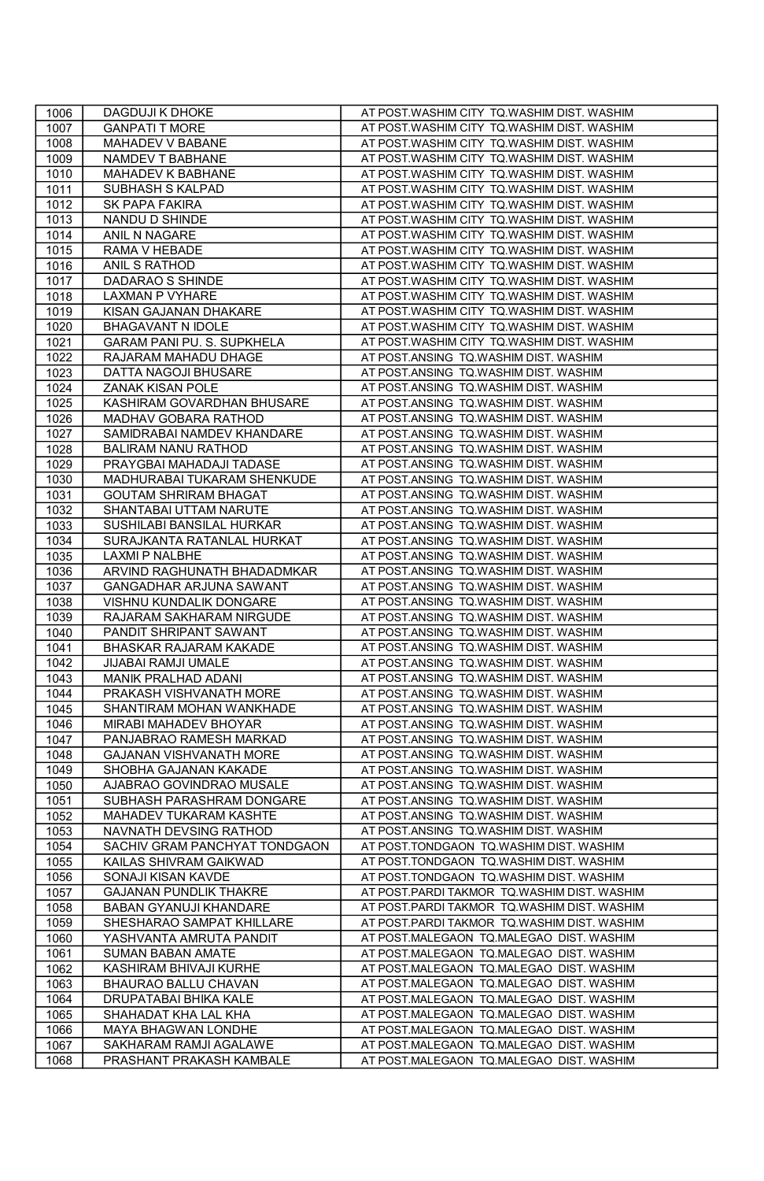| 1006 | DAGDUJI K DHOKE | AT POST.WASHIM CITY TQ.WASHIM DIST. WASHIM |
|---|---|---|
| 1007 | GANPATI T MORE | AT POST.WASHIM CITY TQ.WASHIM DIST. WASHIM |
| 1008 | MAHADEV V BABANE | AT POST.WASHIM CITY TQ.WASHIM DIST. WASHIM |
| 1009 | NAMDEV T BABHANE | AT POST.WASHIM CITY TQ.WASHIM DIST. WASHIM |
| 1010 | MAHADEV K BABHANE | AT POST.WASHIM CITY TQ.WASHIM DIST. WASHIM |
| 1011 | SUBHASH S KALPAD | AT POST.WASHIM CITY TQ.WASHIM DIST. WASHIM |
| 1012 | SK PAPA FAKIRA | AT POST.WASHIM CITY TQ.WASHIM DIST. WASHIM |
| 1013 | NANDU D SHINDE | AT POST.WASHIM CITY TQ.WASHIM DIST. WASHIM |
| 1014 | ANIL N NAGARE | AT POST.WASHIM CITY TQ.WASHIM DIST. WASHIM |
| 1015 | RAMA V HEBADE | AT POST.WASHIM CITY TQ.WASHIM DIST. WASHIM |
| 1016 | ANIL S RATHOD | AT POST.WASHIM CITY TQ.WASHIM DIST. WASHIM |
| 1017 | DADARAO S SHINDE | AT POST.WASHIM CITY TQ.WASHIM DIST. WASHIM |
| 1018 | LAXMAN P VYHARE | AT POST.WASHIM CITY TQ.WASHIM DIST. WASHIM |
| 1019 | KISAN GAJANAN DHAKARE | AT POST.WASHIM CITY TQ.WASHIM DIST. WASHIM |
| 1020 | BHAGAVANT N IDOLE | AT POST.WASHIM CITY TQ.WASHIM DIST. WASHIM |
| 1021 | GARAM PANI PU. S. SUPKHELA | AT POST.WASHIM CITY TQ.WASHIM DIST. WASHIM |
| 1022 | RAJARAM MAHADU DHAGE | AT POST.ANSING TQ.WASHIM DIST. WASHIM |
| 1023 | DATTA NAGOJI BHUSARE | AT POST.ANSING TQ.WASHIM DIST. WASHIM |
| 1024 | ZANAK KISAN POLE | AT POST.ANSING TQ.WASHIM DIST. WASHIM |
| 1025 | KASHIRAM GOVARDHAN BHUSARE | AT POST.ANSING TQ.WASHIM DIST. WASHIM |
| 1026 | MADHAV GOBARA RATHOD | AT POST.ANSING TQ.WASHIM DIST. WASHIM |
| 1027 | SAMIDRABAI NAMDEV KHANDARE | AT POST.ANSING TQ.WASHIM DIST. WASHIM |
| 1028 | BALIRAM NANU RATHOD | AT POST.ANSING TQ.WASHIM DIST. WASHIM |
| 1029 | PRAYGBAI MAHADAJI TADASE | AT POST.ANSING TQ.WASHIM DIST. WASHIM |
| 1030 | MADHURABAI TUKARAM SHENKUDE | AT POST.ANSING TQ.WASHIM DIST. WASHIM |
| 1031 | GOUTAM SHRIRAM BHAGAT | AT POST.ANSING TQ.WASHIM DIST. WASHIM |
| 1032 | SHANTABAI UTTAM NARUTE | AT POST.ANSING TQ.WASHIM DIST. WASHIM |
| 1033 | SUSHILABI BANSILAL HURKAR | AT POST.ANSING TQ.WASHIM DIST. WASHIM |
| 1034 | SURAJKANTA RATANLAL HURKAT | AT POST.ANSING TQ.WASHIM DIST. WASHIM |
| 1035 | LAXMI P NALBHE | AT POST.ANSING TQ.WASHIM DIST. WASHIM |
| 1036 | ARVIND RAGHUNATH BHADADMKAR | AT POST.ANSING TQ.WASHIM DIST. WASHIM |
| 1037 | GANGADHAR ARJUNA SAWANT | AT POST.ANSING TQ.WASHIM DIST. WASHIM |
| 1038 | VISHNU KUNDALIK DONGARE | AT POST.ANSING TQ.WASHIM DIST. WASHIM |
| 1039 | RAJARAM SAKHARAM NIRGUDE | AT POST.ANSING TQ.WASHIM DIST. WASHIM |
| 1040 | PANDIT SHRIPANT SAWANT | AT POST.ANSING TQ.WASHIM DIST. WASHIM |
| 1041 | BHASKAR RAJARAM KAKADE | AT POST.ANSING TQ.WASHIM DIST. WASHIM |
| 1042 | JIJABAI RAMJI UMALE | AT POST.ANSING TQ.WASHIM DIST. WASHIM |
| 1043 | MANIK PRALHAD ADANI | AT POST.ANSING TQ.WASHIM DIST. WASHIM |
| 1044 | PRAKASH VISHVANATH MORE | AT POST.ANSING TQ.WASHIM DIST. WASHIM |
| 1045 | SHANTIRAM MOHAN WANKHADE | AT POST.ANSING TQ.WASHIM DIST. WASHIM |
| 1046 | MIRABI MAHADEV BHOYAR | AT POST.ANSING TQ.WASHIM DIST. WASHIM |
| 1047 | PANJABRAO RAMESH MARKAD | AT POST.ANSING TQ.WASHIM DIST. WASHIM |
| 1048 | GAJANAN VISHVANATH MORE | AT POST.ANSING TQ.WASHIM DIST. WASHIM |
| 1049 | SHOBHA GAJANAN KAKADE | AT POST.ANSING TQ.WASHIM DIST. WASHIM |
| 1050 | AJABRAO GOVINDRAO MUSALE | AT POST.ANSING TQ.WASHIM DIST. WASHIM |
| 1051 | SUBHASH PARASHRAM DONGARE | AT POST.ANSING TQ.WASHIM DIST. WASHIM |
| 1052 | MAHADEV TUKARAM KASHTE | AT POST.ANSING TQ.WASHIM DIST. WASHIM |
| 1053 | NAVNATH DEVSING RATHOD | AT POST.ANSING TQ.WASHIM DIST. WASHIM |
| 1054 | SACHIV GRAM PANCHYAT TONDGAON | AT POST.TONDGAON TQ.WASHIM DIST. WASHIM |
| 1055 | KAILAS SHIVRAM GAIKWAD | AT POST.TONDGAON TQ.WASHIM DIST. WASHIM |
| 1056 | SONAJI KISAN KAVDE | AT POST.TONDGAON TQ.WASHIM DIST. WASHIM |
| 1057 | GAJANAN PUNDLIK THAKRE | AT POST.PARDI TAKMOR TQ.WASHIM DIST. WASHIM |
| 1058 | BABAN GYANUJI KHANDARE | AT POST.PARDI TAKMOR TQ.WASHIM DIST. WASHIM |
| 1059 | SHESHARAO SAMPAT KHILLARE | AT POST.PARDI TAKMOR TQ.WASHIM DIST. WASHIM |
| 1060 | YASHVANTA AMRUTA PANDIT | AT POST.MALEGAON TQ.MALEGAO DIST. WASHIM |
| 1061 | SUMAN BABAN AMATE | AT POST.MALEGAON TQ.MALEGAO DIST. WASHIM |
| 1062 | KASHIRAM BHIVAJI KURHE | AT POST.MALEGAON TQ.MALEGAO DIST. WASHIM |
| 1063 | BHAURAO BALLU CHAVAN | AT POST.MALEGAON TQ.MALEGAO DIST. WASHIM |
| 1064 | DRUPATABAI BHIKA KALE | AT POST.MALEGAON TQ.MALEGAO DIST. WASHIM |
| 1065 | SHAHADAT KHA LAL KHA | AT POST.MALEGAON TQ.MALEGAO DIST. WASHIM |
| 1066 | MAYA BHAGWAN LONDHE | AT POST.MALEGAON TQ.MALEGAO DIST. WASHIM |
| 1067 | SAKHARAM RAMJI AGALAWE | AT POST.MALEGAON TQ.MALEGAO DIST. WASHIM |
| 1068 | PRASHANT PRAKASH KAMBALE | AT POST.MALEGAON TQ.MALEGAO DIST. WASHIM |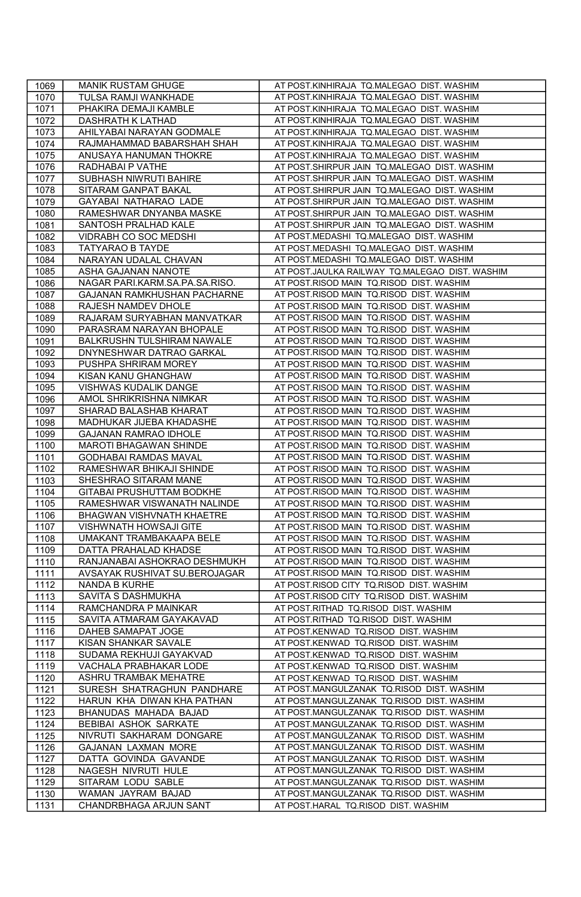| | | |
|---|---|---|
| 1069 | MANIK RUSTAM GHUGE | AT POST.KINHIRAJA TQ.MALEGAO DIST. WASHIM |
| 1070 | TULSA RAMJI WANKHADE | AT POST.KINHIRAJA TQ.MALEGAO DIST. WASHIM |
| 1071 | PHAKIRA DEMAJI KAMBLE | AT POST.KINHIRAJA TQ.MALEGAO DIST. WASHIM |
| 1072 | DASHRATH K LATHAD | AT POST.KINHIRAJA TQ.MALEGAO DIST. WASHIM |
| 1073 | AHILYABAI NARAYAN GODMALE | AT POST.KINHIRAJA TQ.MALEGAO DIST. WASHIM |
| 1074 | RAJMAHAMMAD BABARSHAH SHAH | AT POST.KINHIRAJA TQ.MALEGAO DIST. WASHIM |
| 1075 | ANUSAYA HANUMAN THOKRE | AT POST.KINHIRAJA TQ.MALEGAO DIST. WASHIM |
| 1076 | RADHABAI P VATHE | AT POST.SHIRPUR JAIN TQ.MALEGAO DIST. WASHIM |
| 1077 | SUBHASH NIWRUTI BAHIRE | AT POST.SHIRPUR JAIN TQ.MALEGAO DIST. WASHIM |
| 1078 | SITARAM GANPAT BAKAL | AT POST.SHIRPUR JAIN TQ.MALEGAO DIST. WASHIM |
| 1079 | GAYABAI NATHARAO LADE | AT POST.SHIRPUR JAIN TQ.MALEGAO DIST. WASHIM |
| 1080 | RAMESHWAR DNYANBA MASKE | AT POST.SHIRPUR JAIN TQ.MALEGAO DIST. WASHIM |
| 1081 | SANTOSH PRALHAD KALE | AT POST.SHIRPUR JAIN TQ.MALEGAO DIST. WASHIM |
| 1082 | VIDRABH CO SOC MEDSHI | AT POST.MEDASHI TQ.MALEGAO DIST. WASHIM |
| 1083 | TATYARAO B TAYDE | AT POST.MEDASHI TQ.MALEGAO DIST. WASHIM |
| 1084 | NARAYAN UDALAL CHAVAN | AT POST.MEDASHI TQ.MALEGAO DIST. WASHIM |
| 1085 | ASHA GAJANAN NANOTE | AT POST.JAULKA RAILWAY TQ.MALEGAO DIST. WASHIM |
| 1086 | NAGAR PARI.KARM.SA.PA.SA.RISO. | AT POST.RISOD MAIN TQ.RISOD DIST. WASHIM |
| 1087 | GAJANAN RAMKHUSHAN PACHARNE | AT POST.RISOD MAIN TQ.RISOD DIST. WASHIM |
| 1088 | RAJESH NAMDEV DHOLE | AT POST.RISOD MAIN TQ.RISOD DIST. WASHIM |
| 1089 | RAJARAM SURYABHAN MANVATKAR | AT POST.RISOD MAIN TQ.RISOD DIST. WASHIM |
| 1090 | PARASRAM NARAYAN BHOPALE | AT POST.RISOD MAIN TQ.RISOD DIST. WASHIM |
| 1091 | BALKRUSHN TULSHIRAM NAWALE | AT POST.RISOD MAIN TQ.RISOD DIST. WASHIM |
| 1092 | DNYNESHWAR DATRAO GARKAL | AT POST.RISOD MAIN TQ.RISOD DIST. WASHIM |
| 1093 | PUSHPA SHRIRAM MOREY | AT POST.RISOD MAIN TQ.RISOD DIST. WASHIM |
| 1094 | KISAN KANU GHANGHAW | AT POST.RISOD MAIN TQ.RISOD DIST. WASHIM |
| 1095 | VISHWAS KUDALIK DANGE | AT POST.RISOD MAIN TQ.RISOD DIST. WASHIM |
| 1096 | AMOL SHRIKRISHNA NIMKAR | AT POST.RISOD MAIN TQ.RISOD DIST. WASHIM |
| 1097 | SHARAD BALASHAB KHARAT | AT POST.RISOD MAIN TQ.RISOD DIST. WASHIM |
| 1098 | MADHUKAR JIJEBA KHADASHE | AT POST.RISOD MAIN TQ.RISOD DIST. WASHIM |
| 1099 | GAJANAN RAMRAO IDHOLE | AT POST.RISOD MAIN TQ.RISOD DIST. WASHIM |
| 1100 | MAROTI BHAGAWAN SHINDE | AT POST.RISOD MAIN TQ.RISOD DIST. WASHIM |
| 1101 | GODHABAI RAMDAS MAVAL | AT POST.RISOD MAIN TQ.RISOD DIST. WASHIM |
| 1102 | RAMESHWAR BHIKAJI SHINDE | AT POST.RISOD MAIN TQ.RISOD DIST. WASHIM |
| 1103 | SHESHRAO SITARAM MANE | AT POST.RISOD MAIN TQ.RISOD DIST. WASHIM |
| 1104 | GITABAI PRUSHUTTAM BODKHE | AT POST.RISOD MAIN TQ.RISOD DIST. WASHIM |
| 1105 | RAMESHWAR VISWANATH NALINDE | AT POST.RISOD MAIN TQ.RISOD DIST. WASHIM |
| 1106 | BHAGWAN VISHVNATH KHAETRE | AT POST.RISOD MAIN TQ.RISOD DIST. WASHIM |
| 1107 | VISHWNATH HOWSAJI GITE | AT POST.RISOD MAIN TQ.RISOD DIST. WASHIM |
| 1108 | UMAKANT TRAMBAKAAPA BELE | AT POST.RISOD MAIN TQ.RISOD DIST. WASHIM |
| 1109 | DATTA PRAHALAD KHADSE | AT POST.RISOD MAIN TQ.RISOD DIST. WASHIM |
| 1110 | RANJANABAI ASHOKRAO DESHMUKH | AT POST.RISOD MAIN TQ.RISOD DIST. WASHIM |
| 1111 | AVSAYAK RUSHIVAT SU.BEROJAGAR | AT POST.RISOD MAIN TQ.RISOD DIST. WASHIM |
| 1112 | NANDA B KURHE | AT POST.RISOD CITY TQ.RISOD DIST. WASHIM |
| 1113 | SAVITA S DASHMUKHA | AT POST.RISOD CITY TQ.RISOD DIST. WASHIM |
| 1114 | RAMCHANDRA P MAINKAR | AT POST.RITHAD TQ.RISOD DIST. WASHIM |
| 1115 | SAVITA ATMARAM GAYAKAVAD | AT POST.RITHAD TQ.RISOD DIST. WASHIM |
| 1116 | DAHEB SAMAPAT JOGE | AT POST.KENWAD TQ.RISOD DIST. WASHIM |
| 1117 | KISAN SHANKAR SAVALE | AT POST.KENWAD TQ.RISOD DIST. WASHIM |
| 1118 | SUDAMA REKHUJI GAYAKVAD | AT POST.KENWAD TQ.RISOD DIST. WASHIM |
| 1119 | VACHALA PRABHAKAR LODE | AT POST.KENWAD TQ.RISOD DIST. WASHIM |
| 1120 | ASHRU TRAMBAK MEHATRE | AT POST.KENWAD TQ.RISOD DIST. WASHIM |
| 1121 | SURESH SHATRAGHUN PANDHARE | AT POST.MANGULZANAK TQ.RISOD DIST. WASHIM |
| 1122 | HARUN KHA DIWAN KHA PATHAN | AT POST.MANGULZANAK TQ.RISOD DIST. WASHIM |
| 1123 | BHANUDAS MAHADA BAJAD | AT POST.MANGULZANAK TQ.RISOD DIST. WASHIM |
| 1124 | BEBIBAI ASHOK SARKATE | AT POST.MANGULZANAK TQ.RISOD DIST. WASHIM |
| 1125 | NIVRUTI SAKHARAM DONGARE | AT POST.MANGULZANAK TQ.RISOD DIST. WASHIM |
| 1126 | GAJANAN LAXMAN MORE | AT POST.MANGULZANAK TQ.RISOD DIST. WASHIM |
| 1127 | DATTA GOVINDA GAVANDE | AT POST.MANGULZANAK TQ.RISOD DIST. WASHIM |
| 1128 | NAGESH NIVRUTI HULE | AT POST.MANGULZANAK TQ.RISOD DIST. WASHIM |
| 1129 | SITARAM LODU SABLE | AT POST.MANGULZANAK TQ.RISOD DIST. WASHIM |
| 1130 | WAMAN JAYRAM BAJAD | AT POST.MANGULZANAK TQ.RISOD DIST. WASHIM |
| 1131 | CHANDRBHAGA ARJUN SANT | AT POST.HARAL TQ.RISOD DIST. WASHIM |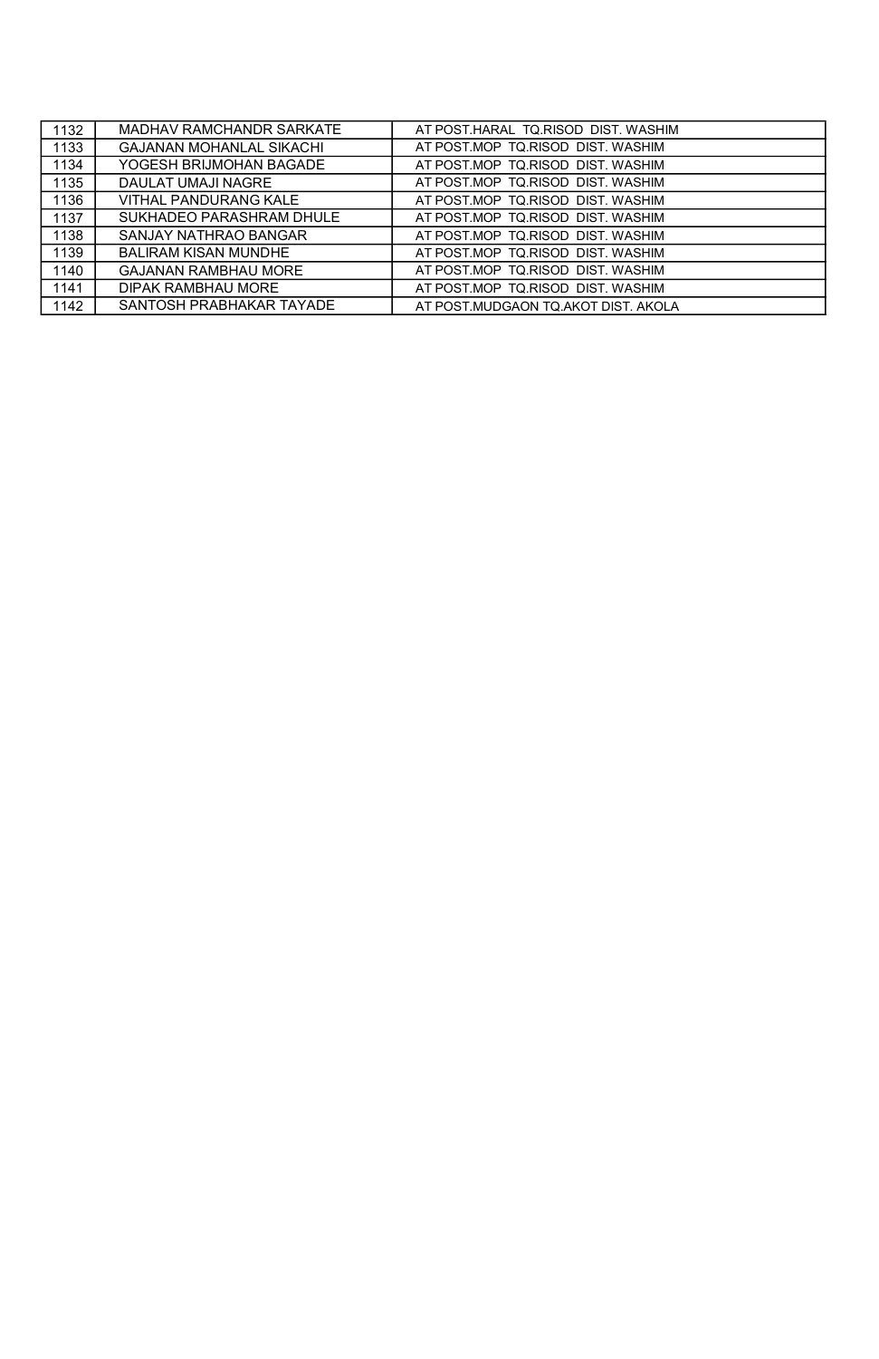| | | |
|---|---|---|
| 1132 | MADHAV RAMCHANDR SARKATE | AT POST.HARAL TQ.RISOD DIST. WASHIM |
| 1133 | GAJANAN MOHANLAL SIKACHI | AT POST.MOP TQ.RISOD DIST. WASHIM |
| 1134 | YOGESH BRIJMOHAN BAGADE | AT POST.MOP TQ.RISOD DIST. WASHIM |
| 1135 | DAULAT UMAJI NAGRE | AT POST.MOP TQ.RISOD DIST. WASHIM |
| 1136 | VITHAL PANDURANG KALE | AT POST.MOP TQ.RISOD DIST. WASHIM |
| 1137 | SUKHADEO PARASHRAM DHULE | AT POST.MOP TQ.RISOD DIST. WASHIM |
| 1138 | SANJAY NATHRAO BANGAR | AT POST.MOP TQ.RISOD DIST. WASHIM |
| 1139 | BALIRAM KISAN MUNDHE | AT POST.MOP TQ.RISOD DIST. WASHIM |
| 1140 | GAJANAN RAMBHAU MORE | AT POST.MOP TQ.RISOD DIST. WASHIM |
| 1141 | DIPAK RAMBHAU MORE | AT POST.MOP TQ.RISOD DIST. WASHIM |
| 1142 | SANTOSH PRABHAKAR TAYADE | AT POST.MUDGAON TQ.AKOT DIST. AKOLA |